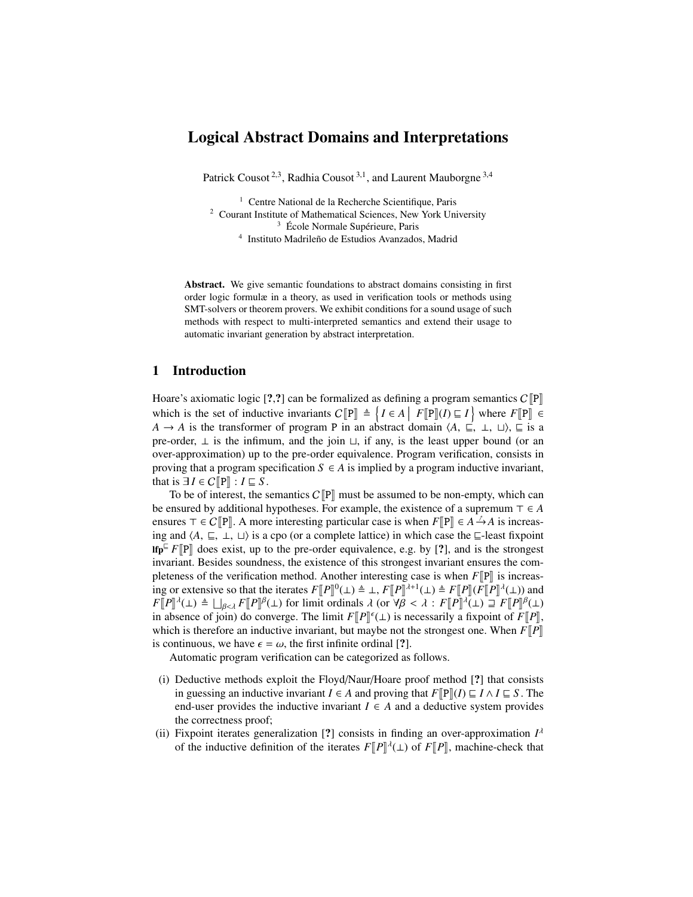# Logical Abstract Domains and Interpretations

Patrick Cousot [2,3], Radhia Cousot [3,1], and Laurent Mauborgne [3,4]

[1] Centre National de la Recherche Scientifique, Paris
[2] Courant Institute of Mathematical Sciences, New York University
[3] École Normale Supérieure, Paris
[4] Instituto Madrileño de Estudios Avanzados, Madrid

**Abstract.** We give semantic foundations to abstract domains consisting in first order logic formulæ in a theory, as used in verification tools or methods using SMT-solvers or theorem provers. We exhibit conditions for a sound usage of such methods with respect to multi-interpreted semantics and extend their usage to automatic invariant generation by abstract interpretation.

## 1 Introduction

Hoare's axiomatic logic [?,?] can be formalized as defining a program semantics $C[\![\mathtt{P}]\!]$ which is the set of inductive invariants $C[\![\mathtt{P}]\!] \triangleq \left\{ I \in A \;\middle|\; F[\![\mathtt{P}]\!](I) \sqsubseteq I \right\}$ where $F[\![\mathtt{P}]\!] \in A \to A$ is the transformer of program P in an abstract domain $\langle A,\ \sqsubseteq,\ \bot,\ \sqcup\rangle$, $\sqsubseteq$ is a pre-order, $\bot$ is the infimum, and the join $\sqcup$, if any, is the least upper bound (or an over-approximation) up to the pre-order equivalence. Program verification, consists in proving that a program specification $S \in A$ is implied by a program inductive invariant, that is $\exists I \in C[\![\mathtt{P}]\!] : I \sqsubseteq S$.

To be of interest, the semantics $C[\![\mathtt{P}]\!]$ must be assumed to be non-empty, which can be ensured by additional hypotheses. For example, the existence of a supremum $\top \in A$ ensures $\top \in C[\![\mathtt{P}]\!]$. A more interesting particular case is when $F[\![\mathtt{P}]\!] \in A \xrightarrow{\nearrow} A$ is increasing and $\langle A,\ \sqsubseteq,\ \bot,\ \sqcup\rangle$ is a cpo (or a complete lattice) in which case the $\sqsubseteq$-least fixpoint $\mathbf{lfp}^{\sqsubseteq} F[\![\mathtt{P}]\!]$ does exist, up to the pre-order equivalence, e.g. by [?], and is the strongest invariant. Besides soundness, the existence of this strongest invariant ensures the completeness of the verification method. Another interesting case is when $F[\![\mathtt{P}]\!]$ is increasing or extensive so that the iterates $F[\![P]\!]^0(\bot) \triangleq \bot$, $F[\![P]\!]^{\lambda+1}(\bot) \triangleq F[\![P]\!](F[\![P]\!]^{\lambda}(\bot))$ and $F[\![P]\!]^{\lambda}(\bot) \triangleq \bigsqcup_{\beta<\lambda} F[\![P]\!]^{\beta}(\bot)$ for limit ordinals $\lambda$ (or $\forall \beta < \lambda : F[\![P]\!]^{\lambda}(\bot) \sqsupseteq F[\![P]\!]^{\beta}(\bot)$ in absence of join) do converge. The limit $F[\![P]\!]^{\epsilon}(\bot)$ is necessarily a fixpoint of $F[\![P]\!]$, which is therefore an inductive invariant, but maybe not the strongest one. When $F[\![P]\!]$ is continuous, we have $\epsilon = \omega$, the first infinite ordinal [?].

Automatic program verification can be categorized as follows.

(i) Deductive methods exploit the Floyd/Naur/Hoare proof method [?] that consists in guessing an inductive invariant $I \in A$ and proving that $F[\![\mathtt{P}]\!](I) \sqsubseteq I \wedge I \sqsubseteq S$. The end-user provides the inductive invariant $I \in A$ and a deductive system provides the correctness proof;

(ii) Fixpoint iterates generalization [?] consists in finding an over-approximation $I^{\lambda}$ of the inductive definition of the iterates $F[\![P]\!]^{\lambda}(\bot)$ of $F[\![P]\!]$, machine-check that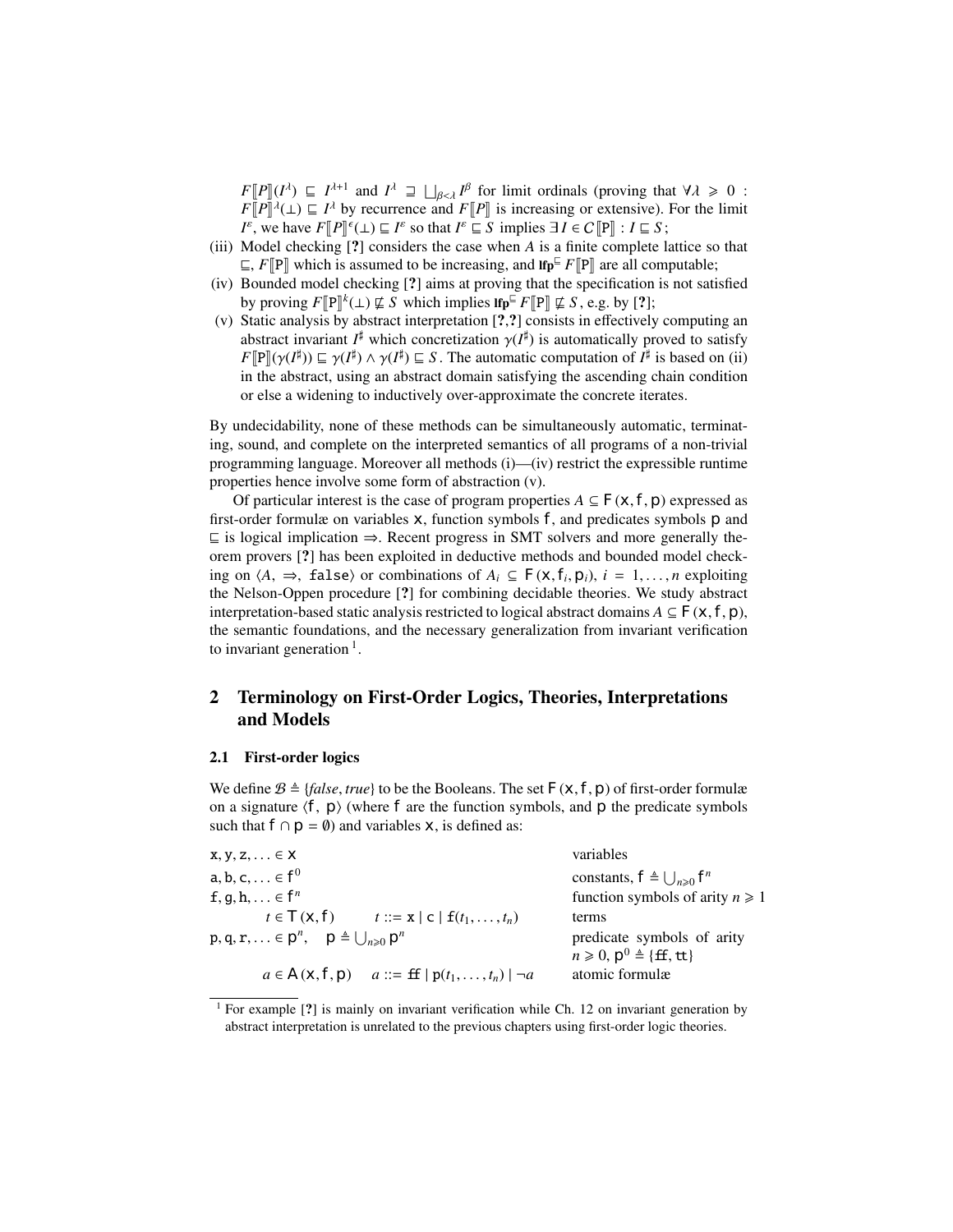$F[\![P]\!](I^\lambda) \sqsubseteq I^{\lambda+1}$ and $I^\lambda \sqsupseteq \bigsqcup_{\beta<\lambda} I^\beta$ for limit ordinals (proving that $\forall \lambda \geqslant 0$ : $F[\![P]\!]^\lambda(\bot) \sqsubseteq I^\lambda$ by recurrence and $F[\![P]\!]$ is increasing or extensive). For the limit $I^\varepsilon$, we have $F[\![P]\!]^\epsilon(\bot) \sqsubseteq I^\varepsilon$ so that $I^\varepsilon \sqsubseteq S$ implies $\exists I \in C[\![\mathsf{P}]\!] : I \sqsubseteq S$;

(iii) Model checking [?] considers the case when $A$ is a finite complete lattice so that $\sqsubseteq$, $F[\![\mathsf{P}]\!]$ which is assumed to be increasing, and $\mathsf{lfp}^{\sqsubseteq} F[\![\mathsf{P}]\!]$ are all computable;

(iv) Bounded model checking [?] aims at proving that the specification is not satisfied by proving $F[\![\mathsf{P}]\!]^k(\bot) \not\sqsubseteq S$ which implies $\mathsf{lfp}^{\sqsubseteq} F[\![\mathsf{P}]\!] \not\sqsubseteq S$, e.g. by [?];

(v) Static analysis by abstract interpretation [?,?] consists in effectively computing an abstract invariant $I^\sharp$ which concretization $\gamma(I^\sharp)$ is automatically proved to satisfy $F[\![\mathsf{P}]\!](\gamma(I^\sharp)) \sqsubseteq \gamma(I^\sharp) \wedge \gamma(I^\sharp) \sqsubseteq S$. The automatic computation of $I^\sharp$ is based on (ii) in the abstract, using an abstract domain satisfying the ascending chain condition or else a widening to inductively over-approximate the concrete iterates.

By undecidability, none of these methods can be simultaneously automatic, terminating, sound, and complete on the interpreted semantics of all programs of a non-trivial programming language. Moreover all methods (i)—(iv) restrict the expressible runtime properties hence involve some form of abstraction (v).

Of particular interest is the case of program properties $A \subseteq \mathsf{F}(\mathsf{x}, \mathsf{f}, \mathsf{p})$ expressed as first-order formulæ on variables $\mathsf{x}$, function symbols $\mathsf{f}$, and predicates symbols $\mathsf{p}$ and $\sqsubseteq$ is logical implication $\Rightarrow$. Recent progress in SMT solvers and more generally theorem provers [?] has been exploited in deductive methods and bounded model checking on $\langle A, \Rightarrow, \mathtt{false}\rangle$ or combinations of $A_i \subseteq \mathsf{F}(\mathsf{x}, \mathsf{f}_i, \mathsf{p}_i)$, $i = 1, \ldots, n$ exploiting the Nelson-Oppen procedure [?] for combining decidable theories. We study abstract interpretation-based static analysis restricted to logical abstract domains $A \subseteq \mathsf{F}(\mathsf{x}, \mathsf{f}, \mathsf{p})$, the semantic foundations, and the necessary generalization from invariant verification to invariant generation [1].

## 2 Terminology on First-Order Logics, Theories, Interpretations and Models

### 2.1 First-order logics

We define $\mathcal{B} \triangleq \{\mathit{false}, \mathit{true}\}$ to be the Booleans. The set $\mathsf{F}(\mathsf{x}, \mathsf{f}, \mathsf{p})$ of first-order formulæ on a signature $\langle \mathsf{f}, \mathsf{p}\rangle$ (where $\mathsf{f}$ are the function symbols, and $\mathsf{p}$ the predicate symbols such that $\mathsf{f} \cap \mathsf{p} = \emptyset$) and variables $\mathsf{x}$, is defined as:

| | |
|---|---|
| $\mathsf{x}, \mathsf{y}, \mathsf{z}, \ldots \in \mathsf{x}$ | variables |
| $\mathsf{a}, \mathsf{b}, \mathsf{c}, \ldots \in \mathsf{f}^0$ | constants, $\mathsf{f} \triangleq \bigcup_{n\geqslant 0} \mathsf{f}^n$ |
| $\mathsf{f}, \mathsf{g}, \mathsf{h}, \ldots \in \mathsf{f}^n$ | function symbols of arity $n \geqslant 1$ |
| $t \in \mathsf{T}(\mathsf{x}, \mathsf{f}) \qquad t ::= \mathsf{x} \mid \mathsf{c} \mid \mathsf{f}(t_1, \ldots, t_n)$ | terms |
| $\mathsf{p}, \mathsf{q}, \mathsf{r}, \ldots \in \mathsf{p}^n, \quad \mathsf{p} \triangleq \bigcup_{n\geqslant 0} \mathsf{p}^n$ | predicate symbols of arity $n \geqslant 0$, $\mathsf{p}^0 \triangleq \{\mathsf{ff}, \mathsf{tt}\}$ |
| $a \in \mathsf{A}(\mathsf{x}, \mathsf{f}, \mathsf{p}) \qquad a ::= \mathsf{ff} \mid \mathsf{p}(t_1, \ldots, t_n) \mid \neg a$ | atomic formulæ |

[1] For example [?] is mainly on invariant verification while Ch. 12 on invariant generation by abstract interpretation is unrelated to the previous chapters using first-order logic theories.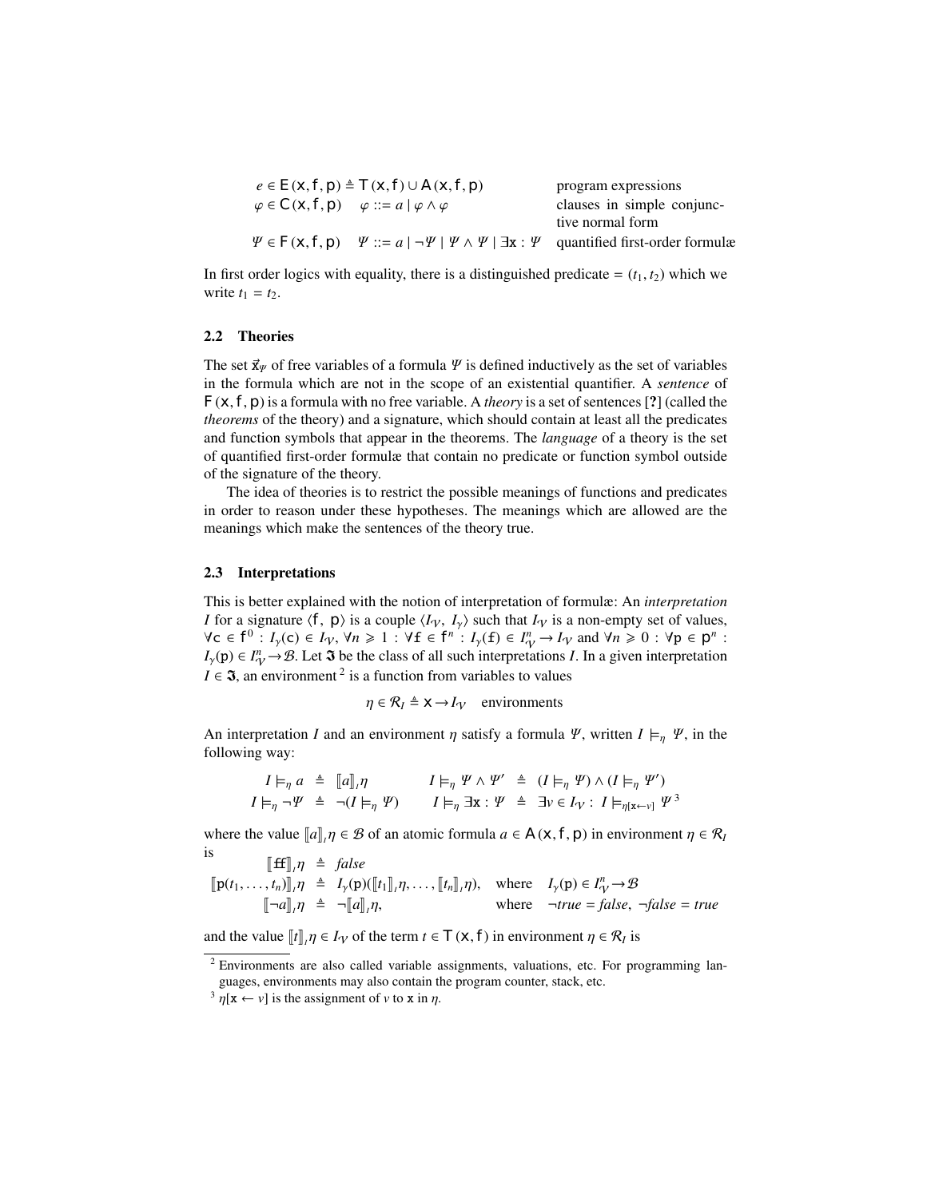| | | |
|---|---|---|
| $e \in \mathsf{E}(\mathsf{x}, \mathsf{f}, \mathsf{p}) \triangleq \mathsf{T}(\mathsf{x}, \mathsf{f}) \cup \mathsf{A}(\mathsf{x}, \mathsf{f}, \mathsf{p})$ | | program expressions |
| $\varphi \in \mathsf{C}(\mathsf{x}, \mathsf{f}, \mathsf{p})$ | $\varphi ::= a \mid \varphi \land \varphi$ | clauses in simple conjunctive normal form |
| $\Psi \in \mathsf{F}(\mathsf{x}, \mathsf{f}, \mathsf{p})$ | $\Psi ::= a \mid \neg\Psi \mid \Psi \land \Psi \mid \exists \mathtt{x} : \Psi$ | quantified first-order formulæ |

In first order logics with equality, there is a distinguished predicate $= (t_1, t_2)$ which we write $t_1 = t_2$.

### 2.2 Theories

The set $\vec{\mathtt{x}}_\Psi$ of free variables of a formula $\Psi$ is defined inductively as the set of variables in the formula which are not in the scope of an existential quantifier. A *sentence* of $\mathsf{F}(\mathsf{x}, \mathsf{f}, \mathsf{p})$ is a formula with no free variable. A *theory* is a set of sentences [?] (called the *theorems* of the theory) and a signature, which should contain at least all the predicates and function symbols that appear in the theorems. The *language* of a theory is the set of quantified first-order formulæ that contain no predicate or function symbol outside of the signature of the theory.

The idea of theories is to restrict the possible meanings of functions and predicates in order to reason under these hypotheses. The meanings which are allowed are the meanings which make the sentences of the theory true.

### 2.3 Interpretations

This is better explained with the notion of interpretation of formulæ: An *interpretation* $I$ for a signature $\langle \mathsf{f}, \mathsf{p} \rangle$ is a couple $\langle I_\mathcal{V}, I_\gamma \rangle$ such that $I_\mathcal{V}$ is a non-empty set of values, $\forall \mathsf{c} \in \mathsf{f}^0 : I_\gamma(\mathsf{c}) \in I_\mathcal{V}$, $\forall n \geqslant 1 : \forall \mathsf{f} \in \mathsf{f}^n : I_\gamma(\mathsf{f}) \in I_\mathcal{V}^n \to I_\mathcal{V}$ and $\forall n \geqslant 0 : \forall \mathsf{p} \in \mathsf{p}^n : I_\gamma(\mathsf{p}) \in I_\mathcal{V}^n \to \mathcal{B}$. Let $\mathfrak{I}$ be the class of all such interpretations $I$. In a given interpretation $I \in \mathfrak{I}$, an environment [2] is a function from variables to values

$$\eta \in \mathcal{R}_I \triangleq \mathsf{x} \to I_\mathcal{V} \quad \text{environments}$$

An interpretation $I$ and an environment $\eta$ satisfy a formula $\Psi$, written $I \models_\eta \Psi$, in the following way:

$$I \models_\eta a \triangleq [\![a]\!]_I\eta \qquad I \models_\eta \Psi \land \Psi' \triangleq (I \models_\eta \Psi) \land (I \models_\eta \Psi')$$
$$I \models_\eta \neg\Psi \triangleq \neg(I \models_\eta \Psi) \qquad I \models_\eta \exists \mathtt{x} : \Psi \triangleq \exists v \in I_\mathcal{V} : I \models_{\eta[\mathtt{x} \leftarrow v]} \Psi \text{ [3]}$$

where the value $[\![a]\!]_I\eta \in \mathcal{B}$ of an atomic formula $a \in \mathsf{A}(\mathsf{x}, \mathsf{f}, \mathsf{p})$ in environment $\eta \in \mathcal{R}_I$ is

$$[\![\mathtt{ff}]\!]_I\eta \triangleq \mathit{false}$$
$$[\![\mathsf{p}(t_1, \ldots, t_n)]\!]_I\eta \triangleq I_\gamma(\mathsf{p})([\![t_1]\!]_I\eta, \ldots, [\![t_n]\!]_I\eta), \quad \text{where} \quad I_\gamma(\mathsf{p}) \in I_\mathcal{V}^n \to \mathcal{B}$$
$$[\![\neg a]\!]_I\eta \triangleq \neg[\![a]\!]_I\eta, \quad \text{where} \quad \neg\mathit{true} = \mathit{false},\ \neg\mathit{false} = \mathit{true}$$

and the value $[\![t]\!]_I\eta \in I_\mathcal{V}$ of the term $t \in \mathsf{T}(\mathsf{x}, \mathsf{f})$ in environment $\eta \in \mathcal{R}_I$ is

[2] Environments are also called variable assignments, valuations, etc. For programming languages, environments may also contain the program counter, stack, etc.

[3] $\eta[\mathtt{x} \leftarrow v]$ is the assignment of $v$ to $\mathtt{x}$ in $\eta$.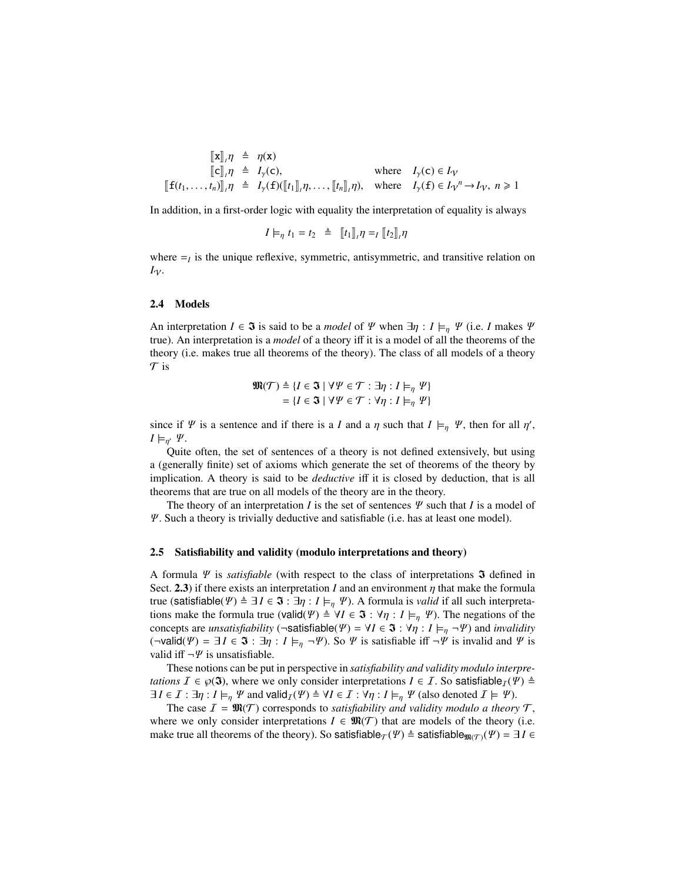$$
\begin{array}{rcll}
[\![\mathtt{x}]\!]_I \eta & \triangleq & \eta(\mathtt{x}) & \\
[\![\mathtt{c}]\!]_I \eta & \triangleq & I_\gamma(\mathtt{c}), & \text{where} \quad I_\gamma(\mathtt{c}) \in I_\mathcal{V} \\
[\![\mathtt{f}(t_1, \ldots, t_n)]\!]_I \eta & \triangleq & I_\gamma(\mathtt{f})([\![t_1]\!]_I \eta, \ldots, [\![t_n]\!]_I \eta), & \text{where} \quad I_\gamma(\mathtt{f}) \in {I_\mathcal{V}}^n \to I_\mathcal{V}, \; n \geqslant 1
\end{array}
$$

In addition, in a first-order logic with equality the interpretation of equality is always

$$
I \models_\eta t_1 = t_2 \;\; \triangleq \;\; [\![t_1]\!]_I \eta =_I [\![t_2]\!]_I \eta
$$

where $=_I$ is the unique reflexive, symmetric, antisymmetric, and transitive relation on $I_\mathcal{V}$.

### 2.4 Models

An interpretation $I \in \mathfrak{I}$ is said to be a *model* of $\Psi$ when $\exists \eta : I \models_\eta \Psi$ (i.e. $I$ makes $\Psi$ true). An interpretation is a *model* of a theory iff it is a model of all the theorems of the theory (i.e. makes true all theorems of the theory). The class of all models of a theory $\mathcal{T}$ is

$$
\begin{aligned}
\mathfrak{M}(\mathcal{T}) &\triangleq \{I \in \mathfrak{I} \mid \forall \Psi \in \mathcal{T} : \exists \eta : I \models_\eta \Psi\} \\
&= \{I \in \mathfrak{I} \mid \forall \Psi \in \mathcal{T} : \forall \eta : I \models_\eta \Psi\}
\end{aligned}
$$

since if $\Psi$ is a sentence and if there is a $I$ and a $\eta$ such that $I \models_\eta \Psi$, then for all $\eta'$, $I \models_{\eta'} \Psi$.

Quite often, the set of sentences of a theory is not defined extensively, but using a (generally finite) set of axioms which generate the set of theorems of the theory by implication. A theory is said to be *deductive* iff it is closed by deduction, that is all theorems that are true on all models of the theory are in the theory.

The theory of an interpretation $I$ is the set of sentences $\Psi$ such that $I$ is a model of $\Psi$. Such a theory is trivially deductive and satisfiable (i.e. has at least one model).

### 2.5 Satisfiability and validity (modulo interpretations and theory)

A formula $\Psi$ is *satisfiable* (with respect to the class of interpretations $\mathfrak{I}$ defined in Sect. **2.3**) if there exists an interpretation $I$ and an environment $\eta$ that make the formula true ($\mathsf{satisfiable}(\Psi) \triangleq \exists I \in \mathfrak{I} : \exists \eta : I \models_\eta \Psi$). A formula is *valid* if all such interpretations make the formula true ($\mathsf{valid}(\Psi) \triangleq \forall I \in \mathfrak{I} : \forall \eta : I \models_\eta \Psi$). The negations of the concepts are *unsatisfiability* ($\neg\mathsf{satisfiable}(\Psi) = \forall I \in \mathfrak{I} : \forall \eta : I \models_\eta \neg\Psi$) and *invalidity* ($\neg\mathsf{valid}(\Psi) = \exists I \in \mathfrak{I} : \exists \eta : I \models_\eta \neg\Psi$). So $\Psi$ is satisfiable iff $\neg\Psi$ is invalid and $\Psi$ is valid iff $\neg\Psi$ is unsatisfiable.

These notions can be put in perspective in *satisfiability and validity modulo interpretations* $\mathcal{I} \in \wp(\mathfrak{I})$, where we only consider interpretations $I \in \mathcal{I}$. So $\mathsf{satisfiable}_\mathcal{I}(\Psi) \triangleq \exists I \in \mathcal{I} : \exists \eta : I \models_\eta \Psi$ and $\mathsf{valid}_\mathcal{I}(\Psi) \triangleq \forall I \in \mathcal{I} : \forall \eta : I \models_\eta \Psi$ (also denoted $\mathcal{I} \models \Psi$).

The case $\mathcal{I} = \mathfrak{M}(\mathcal{T})$ corresponds to *satisfiability and validity modulo a theory* $\mathcal{T}$, where we only consider interpretations $I \in \mathfrak{M}(\mathcal{T})$ that are models of the theory (i.e. make true all theorems of the theory). So $\mathsf{satisfiable}_\mathcal{T}(\Psi) \triangleq \mathsf{satisfiable}_{\mathfrak{M}(\mathcal{T})}(\Psi) = \exists I \in$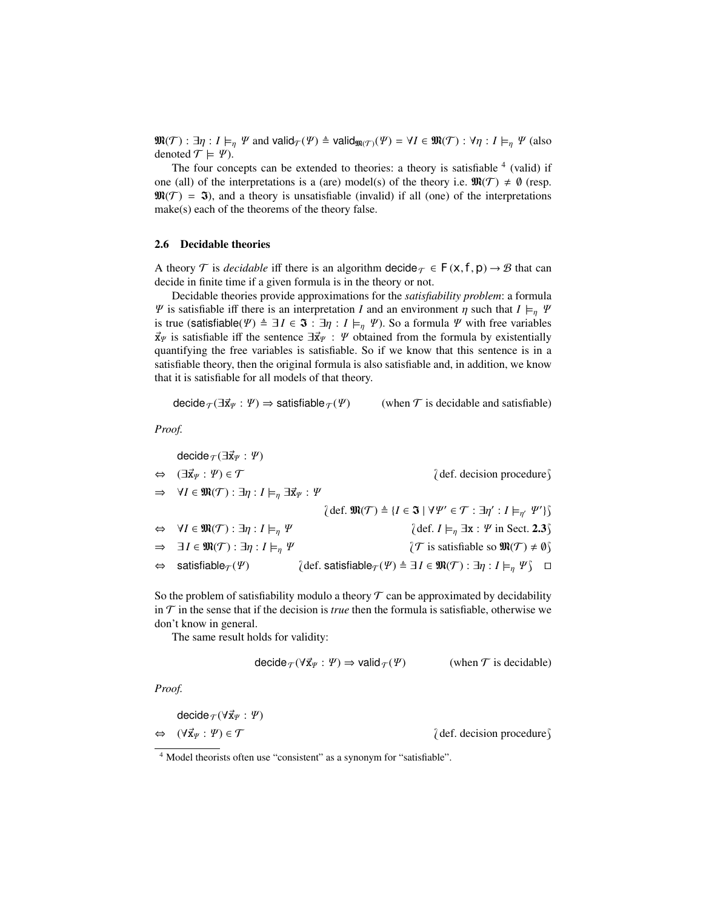$\mathfrak{M}(\mathcal{T}) : \exists \eta : I \models_\eta \Psi$ and $\mathsf{valid}_\mathcal{T}(\Psi) \triangleq \mathsf{valid}_{\mathfrak{M}(\mathcal{T})}(\Psi) = \forall I \in \mathfrak{M}(\mathcal{T}) : \forall \eta : I \models_\eta \Psi$ (also denoted $\mathcal{T} \models \Psi$).

The four concepts can be extended to theories: a theory is satisfiable [4] (valid) if one (all) of the interpretations is a (are) model(s) of the theory i.e. $\mathfrak{M}(\mathcal{T}) \neq \emptyset$ (resp. $\mathfrak{M}(\mathcal{T}) = \mathfrak{I}$), and a theory is unsatisfiable (invalid) if all (one) of the interpretations make(s) each of the theorems of the theory false.

### 2.6 Decidable theories

A theory $\mathcal{T}$ is *decidable* iff there is an algorithm $\mathsf{decide}_\mathcal{T} \in \mathsf{F}(\mathsf{x}, \mathsf{f}, \mathsf{p}) \to \mathcal{B}$ that can decide in finite time if a given formula is in the theory or not.

Decidable theories provide approximations for the *satisfiability problem*: a formula $\Psi$ is satisfiable iff there is an interpretation $I$ and an environment $\eta$ such that $I \models_\eta \Psi$ is true ($\mathsf{satisfiable}(\Psi) \triangleq \exists I \in \mathfrak{I} : \exists \eta : I \models_\eta \Psi$). So a formula $\Psi$ with free variables $\vec{\mathsf{x}}_\Psi$ is satisfiable iff the sentence $\exists \vec{\mathsf{x}}_\Psi : \Psi$ obtained from the formula by existentially quantifying the free variables is satisfiable. So if we know that this sentence is in a satisfiable theory, then the original formula is also satisfiable and, in addition, we know that it is satisfiable for all models of that theory.

$$\mathsf{decide}_\mathcal{T}(\exists \vec{\mathsf{x}}_\Psi : \Psi) \Rightarrow \mathsf{satisfiable}_\mathcal{T}(\Psi) \qquad \text{(when } \mathcal{T} \text{ is decidable and satisfiable)}$$

*Proof.*

$$
\begin{aligned}
& \mathsf{decide}_\mathcal{T}(\exists \vec{\mathsf{x}}_\Psi : \Psi) \\
\Leftrightarrow\ & (\exists \vec{\mathsf{x}}_\Psi : \Psi) \in \mathcal{T} && \text{(def. decision procedure)} \\
\Rightarrow\ & \forall I \in \mathfrak{M}(\mathcal{T}) : \exists \eta : I \models_\eta \exists \vec{\mathsf{x}}_\Psi : \Psi \\
& && \text{(def. } \mathfrak{M}(\mathcal{T}) \triangleq \{I \in \mathfrak{I} \mid \forall \Psi' \in \mathcal{T} : \exists \eta' : I \models_{\eta'} \Psi'\}\text{)} \\
\Leftrightarrow\ & \forall I \in \mathfrak{M}(\mathcal{T}) : \exists \eta : I \models_\eta \Psi && \text{(def. } I \models_\eta \exists \mathsf{x} : \Psi \text{ in Sect. 2.3)} \\
\Rightarrow\ & \exists I \in \mathfrak{M}(\mathcal{T}) : \exists \eta : I \models_\eta \Psi && \text{(}\mathcal{T} \text{ is satisfiable so } \mathfrak{M}(\mathcal{T}) \neq \emptyset\text{)} \\
\Leftrightarrow\ & \mathsf{satisfiable}_\mathcal{T}(\Psi) && \text{(def. } \mathsf{satisfiable}_\mathcal{T}(\Psi) \triangleq \exists I \in \mathfrak{M}(\mathcal{T}) : \exists \eta : I \models_\eta \Psi\text{)} \quad \square
\end{aligned}
$$

So the problem of satisfiability modulo a theory $\mathcal{T}$ can be approximated by decidability in $\mathcal{T}$ in the sense that if the decision is *true* then the formula is satisfiable, otherwise we don't know in general.

The same result holds for validity:

$$\mathsf{decide}_\mathcal{T}(\forall \vec{\mathsf{x}}_\Psi : \Psi) \Rightarrow \mathsf{valid}_\mathcal{T}(\Psi) \qquad \text{(when } \mathcal{T} \text{ is decidable)}$$

*Proof.*

$$
\begin{aligned}
& \mathsf{decide}_\mathcal{T}(\forall \vec{\mathsf{x}}_\Psi : \Psi) \\
\Leftrightarrow\ & (\forall \vec{\mathsf{x}}_\Psi : \Psi) \in \mathcal{T} && \text{(def. decision procedure)}
\end{aligned}
$$

[4] Model theorists often use "consistent" as a synonym for "satisfiable".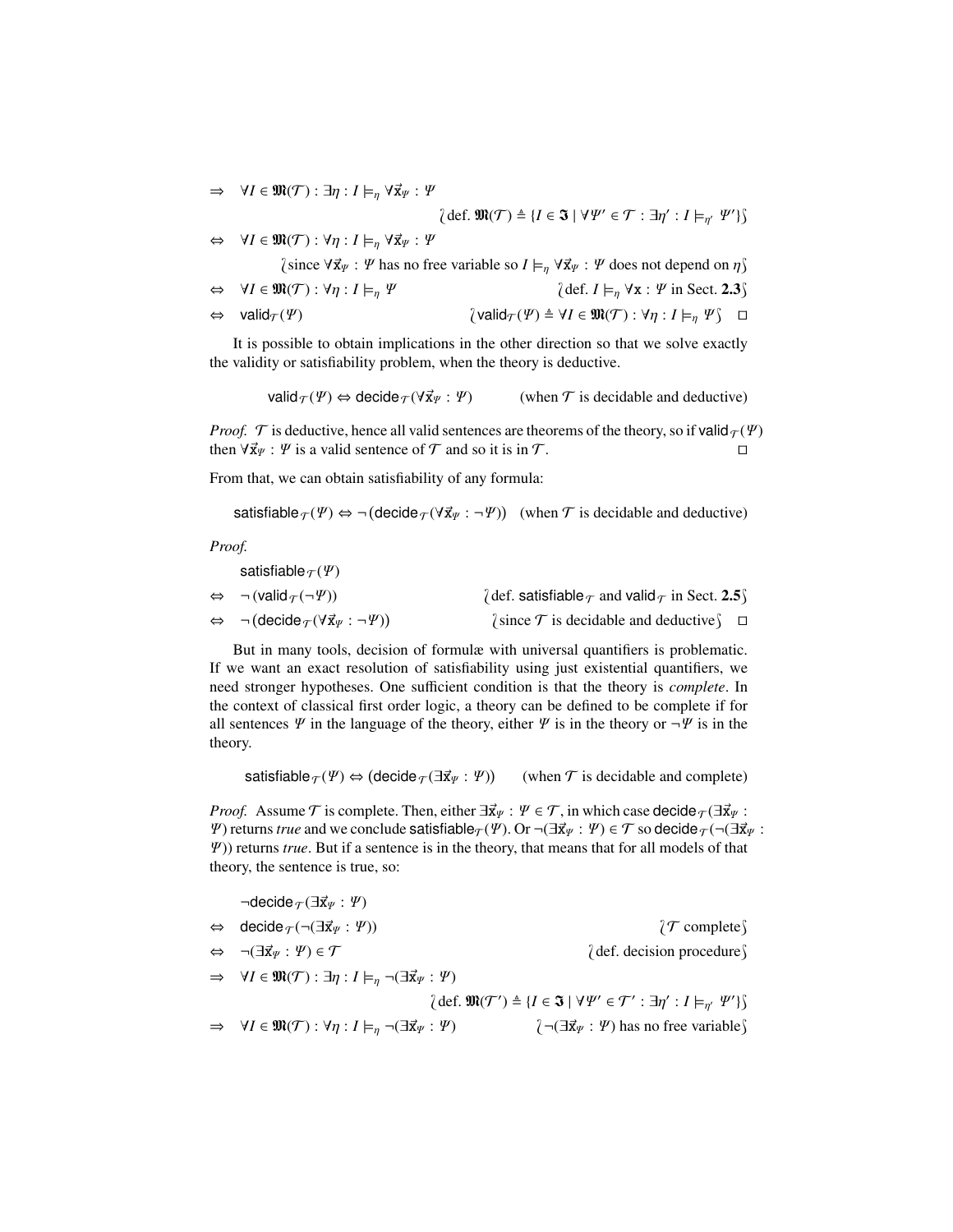$\Rightarrow \quad \forall I \in \mathfrak{M}(\mathcal{T}) : \exists \eta : I \models_\eta \forall \vec{x}_\Psi : \Psi$

$\qquad\qquad\qquad\qquad\qquad\qquad\qquad\qquad ⦃\text{def. } \mathfrak{M}(\mathcal{T}) \triangleq \{I \in \mathfrak{I} \mid \forall \Psi' \in \mathcal{T} : \exists \eta' : I \models_{\eta'} \Psi'\}⦄$

$\Leftrightarrow \quad \forall I \in \mathfrak{M}(\mathcal{T}) : \forall \eta : I \models_\eta \forall \vec{x}_\Psi : \Psi$

$\qquad\qquad ⦃\text{since } \forall \vec{x}_\Psi : \Psi \text{ has no free variable so } I \models_\eta \forall \vec{x}_\Psi : \Psi \text{ does not depend on } \eta⦄$

$\Leftrightarrow \quad \forall I \in \mathfrak{M}(\mathcal{T}) : \forall \eta : I \models_\eta \Psi \qquad\qquad ⦃\text{def. } I \models_\eta \forall \mathtt{x} : \Psi \text{ in Sect. } \mathbf{2.3}⦄$

$\Leftrightarrow \quad \mathsf{valid}_\mathcal{T}(\Psi) \qquad\qquad ⦃\mathsf{valid}_\mathcal{T}(\Psi) \triangleq \forall I \in \mathfrak{M}(\mathcal{T}) : \forall \eta : I \models_\eta \Psi⦄ \quad \square$

It is possible to obtain implications in the other direction so that we solve exactly the validity or satisfiability problem, when the theory is deductive.

$$\mathsf{valid}_\mathcal{T}(\Psi) \Leftrightarrow \mathsf{decide}_\mathcal{T}(\forall \vec{x}_\Psi : \Psi) \qquad \text{(when } \mathcal{T} \text{ is decidable and deductive)}$$

*Proof.* $\mathcal{T}$ is deductive, hence all valid sentences are theorems of the theory, so if $\mathsf{valid}_\mathcal{T}(\Psi)$ then $\forall \vec{x}_\Psi : \Psi$ is a valid sentence of $\mathcal{T}$ and so it is in $\mathcal{T}$. $\square$

From that, we can obtain satisfiability of any formula:

$$\mathsf{satisfiable}_\mathcal{T}(\Psi) \Leftrightarrow \neg(\mathsf{decide}_\mathcal{T}(\forall \vec{x}_\Psi : \neg\Psi)) \quad \text{(when } \mathcal{T} \text{ is decidable and deductive)}$$

*Proof.*

$\quad \mathsf{satisfiable}_\mathcal{T}(\Psi)$

$\Leftrightarrow \quad \neg(\mathsf{valid}_\mathcal{T}(\neg\Psi)) \qquad\qquad ⦃\text{def. } \mathsf{satisfiable}_\mathcal{T} \text{ and } \mathsf{valid}_\mathcal{T} \text{ in Sect. } \mathbf{2.5}⦄$

$\Leftrightarrow \quad \neg(\mathsf{decide}_\mathcal{T}(\forall \vec{x}_\Psi : \neg\Psi)) \qquad\qquad ⦃\text{since } \mathcal{T} \text{ is decidable and deductive}⦄ \quad \square$

But in many tools, decision of formulæ with universal quantifiers is problematic. If we want an exact resolution of satisfiability using just existential quantifiers, we need stronger hypotheses. One sufficient condition is that the theory is *complete*. In the context of classical first order logic, a theory can be defined to be complete if for all sentences $\Psi$ in the language of the theory, either $\Psi$ is in the theory or $\neg\Psi$ is in the theory.

$$\mathsf{satisfiable}_\mathcal{T}(\Psi) \Leftrightarrow (\mathsf{decide}_\mathcal{T}(\exists \vec{x}_\Psi : \Psi)) \qquad \text{(when } \mathcal{T} \text{ is decidable and complete)}$$

*Proof.* Assume $\mathcal{T}$ is complete. Then, either $\exists \vec{x}_\Psi : \Psi \in \mathcal{T}$, in which case $\mathsf{decide}_\mathcal{T}(\exists \vec{x}_\Psi : \Psi)$ returns *true* and we conclude $\mathsf{satisfiable}_\mathcal{T}(\Psi)$. Or $\neg(\exists \vec{x}_\Psi : \Psi) \in \mathcal{T}$ so $\mathsf{decide}_\mathcal{T}(\neg(\exists \vec{x}_\Psi : \Psi))$ returns *true*. But if a sentence is in the theory, that means that for all models of that theory, the sentence is true, so:

$\quad \neg\mathsf{decide}_\mathcal{T}(\exists \vec{x}_\Psi : \Psi)$

$\Leftrightarrow \quad \mathsf{decide}_\mathcal{T}(\neg(\exists \vec{x}_\Psi : \Psi)) \qquad\qquad ⦃\mathcal{T} \text{ complete}⦄$

$\Leftrightarrow \quad \neg(\exists \vec{x}_\Psi : \Psi) \in \mathcal{T} \qquad\qquad ⦃\text{def. decision procedure}⦄$

$\Rightarrow \quad \forall I \in \mathfrak{M}(\mathcal{T}) : \exists \eta : I \models_\eta \neg(\exists \vec{x}_\Psi : \Psi)$

$\qquad\qquad\qquad\qquad\qquad\qquad\qquad\qquad ⦃\text{def. } \mathfrak{M}(\mathcal{T}') \triangleq \{I \in \mathfrak{I} \mid \forall \Psi' \in \mathcal{T}' : \exists \eta' : I \models_{\eta'} \Psi'\}⦄$

$\Rightarrow \quad \forall I \in \mathfrak{M}(\mathcal{T}) : \forall \eta : I \models_\eta \neg(\exists \vec{x}_\Psi : \Psi) \qquad\qquad ⦃\neg(\exists \vec{x}_\Psi : \Psi) \text{ has no free variable}⦄$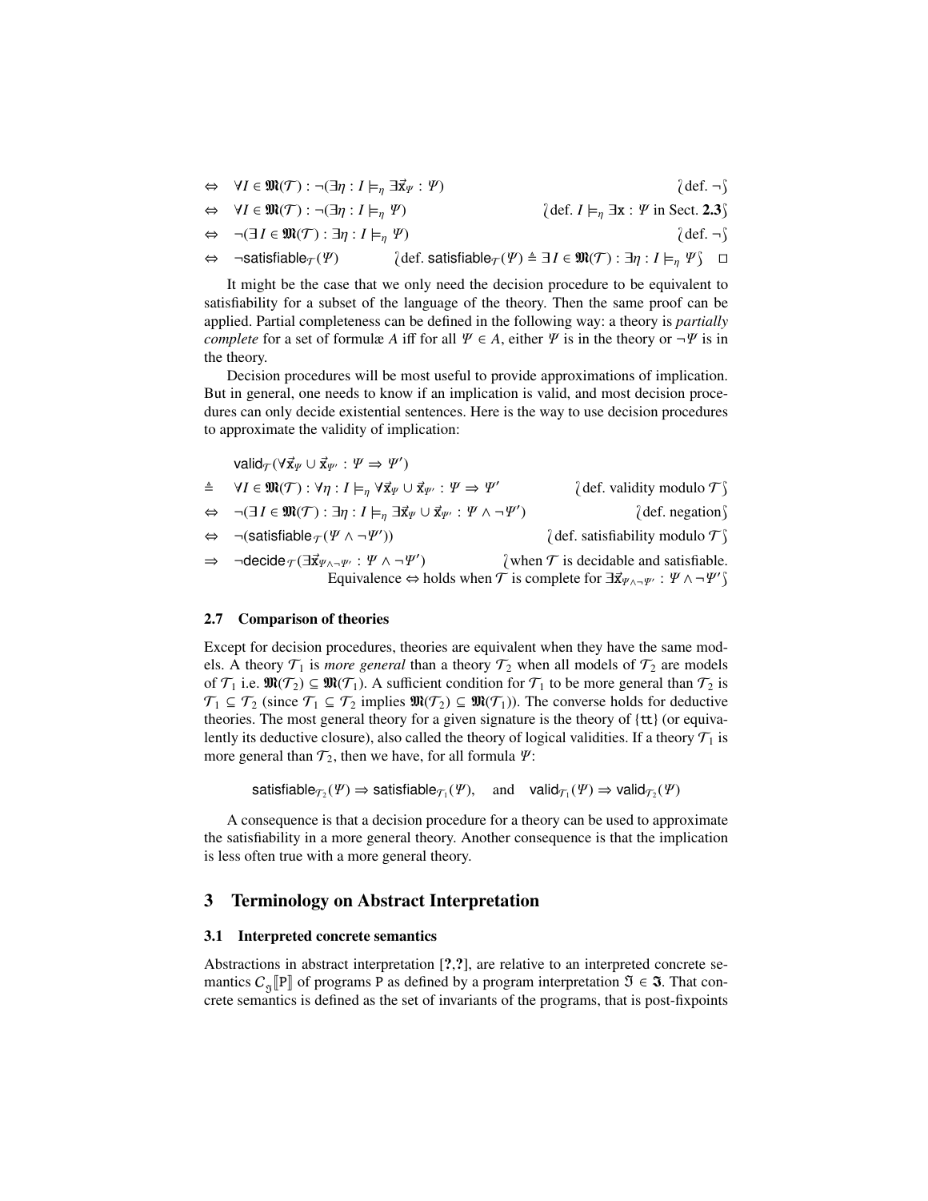$$
\begin{aligned}
&\Leftrightarrow \quad \forall I \in \mathfrak{M}(\mathcal{T}) : \neg(\exists \eta : I \models_\eta \exists \vec{\mathbf{x}}_\Psi : \Psi) && \text{(def. } \neg\text{)}\\
&\Leftrightarrow \quad \forall I \in \mathfrak{M}(\mathcal{T}) : \neg(\exists \eta : I \models_\eta \Psi) && \text{(def. } I \models_\eta \exists \mathbf{x} : \Psi \text{ in Sect. } \mathbf{2.3}\text{)}\\
&\Leftrightarrow \quad \neg(\exists I \in \mathfrak{M}(\mathcal{T}) : \exists \eta : I \models_\eta \Psi) && \text{(def. } \neg\text{)}\\
&\Leftrightarrow \quad \neg\mathsf{satisfiable}_\mathcal{T}(\Psi) && \text{(def. } \mathsf{satisfiable}_\mathcal{T}(\Psi) \triangleq \exists I \in \mathfrak{M}(\mathcal{T}) : \exists \eta : I \models_\eta \Psi\text{)} \quad \square
\end{aligned}
$$

It might be the case that we only need the decision procedure to be equivalent to satisfiability for a subset of the language of the theory. Then the same proof can be applied. Partial completeness can be defined in the following way: a theory is *partially complete* for a set of formulæ $A$ iff for all $\Psi \in A$, either $\Psi$ is in the theory or $\neg\Psi$ is in the theory.

Decision procedures will be most useful to provide approximations of implication. But in general, one needs to know if an implication is valid, and most decision procedures can only decide existential sentences. Here is the way to use decision procedures to approximate the validity of implication:

$$
\begin{aligned}
&\quad\ \mathsf{valid}_\mathcal{T}(\forall \vec{\mathbf{x}}_\Psi \cup \vec{\mathbf{x}}_{\Psi'} : \Psi \Rightarrow \Psi')\\
&\triangleq \quad \forall I \in \mathfrak{M}(\mathcal{T}) : \forall \eta : I \models_\eta \forall \vec{\mathbf{x}}_\Psi \cup \vec{\mathbf{x}}_{\Psi'} : \Psi \Rightarrow \Psi' && \text{(def. validity modulo } \mathcal{T}\text{)}\\
&\Leftrightarrow \quad \neg(\exists I \in \mathfrak{M}(\mathcal{T}) : \exists \eta : I \models_\eta \exists \vec{\mathbf{x}}_\Psi \cup \vec{\mathbf{x}}_{\Psi'} : \Psi \wedge \neg\Psi') && \text{(def. negation)}\\
&\Leftrightarrow \quad \neg(\mathsf{satisfiable}_\mathcal{T}(\Psi \wedge \neg\Psi')) && \text{(def. satisfiability modulo } \mathcal{T}\text{)}\\
&\Rightarrow \quad \neg\mathsf{decide}_\mathcal{T}(\exists \vec{\mathbf{x}}_{\Psi\wedge\neg\Psi'} : \Psi \wedge \neg\Psi') && \text{(when } \mathcal{T} \text{ is decidable and satisfiable.}\\
&&& \text{Equivalence} \Leftrightarrow \text{holds when } \mathcal{T} \text{ is complete for } \exists \vec{\mathbf{x}}_{\Psi\wedge\neg\Psi'} : \Psi \wedge \neg\Psi'\text{)}
\end{aligned}
$$

### 2.7 Comparison of theories

Except for decision procedures, theories are equivalent when they have the same models. A theory $\mathcal{T}_1$ is *more general* than a theory $\mathcal{T}_2$ when all models of $\mathcal{T}_2$ are models of $\mathcal{T}_1$ i.e. $\mathfrak{M}(\mathcal{T}_2) \subseteq \mathfrak{M}(\mathcal{T}_1)$. A sufficient condition for $\mathcal{T}_1$ to be more general than $\mathcal{T}_2$ is $\mathcal{T}_1 \subseteq \mathcal{T}_2$ (since $\mathcal{T}_1 \subseteq \mathcal{T}_2$ implies $\mathfrak{M}(\mathcal{T}_2) \subseteq \mathfrak{M}(\mathcal{T}_1)$). The converse holds for deductive theories. The most general theory for a given signature is the theory of $\{\mathtt{tt}\}$ (or equivalently its deductive closure), also called the theory of logical validities. If a theory $\mathcal{T}_1$ is more general than $\mathcal{T}_2$, then we have, for all formula $\Psi$:

$$\mathsf{satisfiable}_{\mathcal{T}_2}(\Psi) \Rightarrow \mathsf{satisfiable}_{\mathcal{T}_1}(\Psi), \quad \text{and} \quad \mathsf{valid}_{\mathcal{T}_1}(\Psi) \Rightarrow \mathsf{valid}_{\mathcal{T}_2}(\Psi)$$

A consequence is that a decision procedure for a theory can be used to approximate the satisfiability in a more general theory. Another consequence is that the implication is less often true with a more general theory.

## 3 Terminology on Abstract Interpretation

### 3.1 Interpreted concrete semantics

Abstractions in abstract interpretation [?,?], are relative to an interpreted concrete semantics $C_\mathfrak{I}[\![\mathtt{P}]\!]$ of programs $\mathtt{P}$ as defined by a program interpretation $\mathfrak{I} \in \mathfrak{I}$. That concrete semantics is defined as the set of invariants of the programs, that is post-fixpoints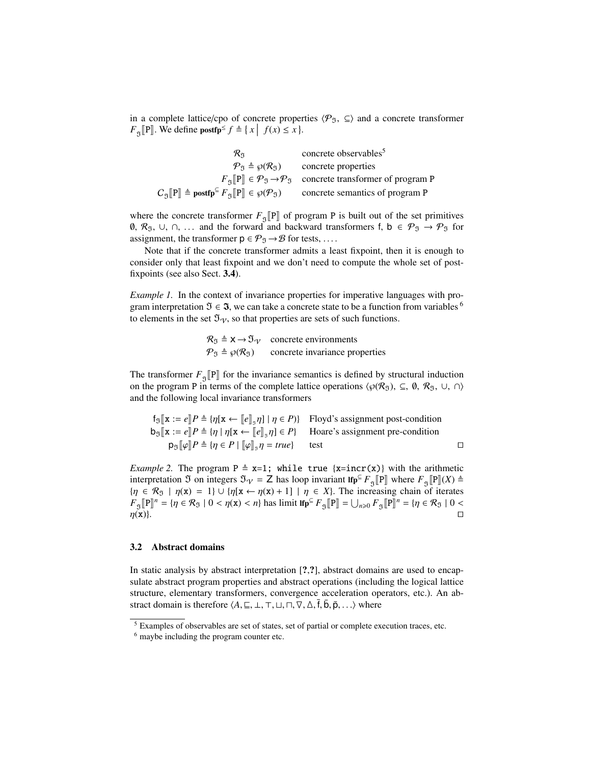in a complete lattice/cpo of concrete properties $\langle \mathcal{P}_{\mathfrak{I}},\ \subseteq\rangle$ and a concrete transformer $F_{\mathfrak{I}}[\![\mathtt{P}]\!]$. We define $\mathbf{postfp}^{\leq} f \triangleq \{ x \mid f(x) \leq x \}$.

$$
\begin{array}{rl}
\mathcal{R}_{\mathfrak{I}} & \text{concrete observables}^{5} \\
\mathcal{P}_{\mathfrak{I}} \triangleq \wp(\mathcal{R}_{\mathfrak{I}}) & \text{concrete properties} \\
F_{\mathfrak{I}}[\![\mathtt{P}]\!] \in \mathcal{P}_{\mathfrak{I}} \to \mathcal{P}_{\mathfrak{I}} & \text{concrete transformer of program P} \\
C_{\mathfrak{I}}[\![\mathtt{P}]\!] \triangleq \mathbf{postfp}^{\subseteq} F_{\mathfrak{I}}[\![\mathtt{P}]\!] \in \wp(\mathcal{P}_{\mathfrak{I}}) & \text{concrete semantics of program P}
\end{array}
$$

where the concrete transformer $F_{\mathfrak{I}}[\![\mathtt{P}]\!]$ of program P is built out of the set primitives $\emptyset$, $\mathcal{R}_{\mathfrak{I}}$, $\cup$, $\cap$, ... and the forward and backward transformers $\mathsf{f}, \mathsf{b} \in \mathcal{P}_{\mathfrak{I}} \to \mathcal{P}_{\mathfrak{I}}$ for assignment, the transformer $\mathsf{p} \in \mathcal{P}_{\mathfrak{I}} \to \mathcal{B}$ for tests, ....

Note that if the concrete transformer admits a least fixpoint, then it is enough to consider only that least fixpoint and we don't need to compute the whole set of post-fixpoints (see also Sect. **3.4**).

*Example 1.* In the context of invariance properties for imperative languages with program interpretation $\mathfrak{I} \in \mathfrak{J}$, we can take a concrete state to be a function from variables [6] to elements in the set $\mathfrak{I}_{\mathcal{V}}$, so that properties are sets of such functions.

$$
\begin{array}{rl}
\mathcal{R}_{\mathfrak{I}} \triangleq \mathsf{X} \to \mathfrak{I}_{\mathcal{V}} & \text{concrete environments} \\
\mathcal{P}_{\mathfrak{I}} \triangleq \wp(\mathcal{R}_{\mathfrak{I}}) & \text{concrete invariance properties}
\end{array}
$$

The transformer $F_{\mathfrak{I}}[\![\mathtt{P}]\!]$ for the invariance semantics is defined by structural induction on the program P in terms of the complete lattice operations $\langle \wp(\mathcal{R}_{\mathfrak{I}}),\ \subseteq,\ \emptyset,\ \mathcal{R}_{\mathfrak{I}},\ \cup,\ \cap\rangle$ and the following local invariance transformers

$$
\begin{array}{rl}
\mathsf{f}_{\mathfrak{I}}[\![\mathtt{x} := e]\!]P \triangleq \{\eta[\mathtt{x} \leftarrow [\![e]\!]_{\mathfrak{I}}\eta] \mid \eta \in P)\} & \text{Floyd's assignment post-condition} \\
\mathsf{b}_{\mathfrak{I}}[\![\mathtt{x} := e]\!]P \triangleq \{\eta \mid \eta[\mathtt{x} \leftarrow [\![e]\!]_{\mathfrak{I}}\eta] \in P\} & \text{Hoare's assignment pre-condition} \\
\mathsf{p}_{\mathfrak{I}}[\![\varphi]\!]P \triangleq \{\eta \in P \mid [\![\varphi]\!]_{\mathfrak{I}}\eta = \mathit{true}\} & \text{test}
\end{array}
$$

□

*Example 2.* The program $\mathtt{P} \triangleq$ `x=1; while true {x=incr(x)}` with the arithmetic interpretation $\mathfrak{I}$ on integers $\mathfrak{I}_{\mathcal{V}} = \mathbb{Z}$ has loop invariant $\mathbf{lfp}^{\subseteq} F_{\mathfrak{I}}[\![\mathtt{P}]\!]$ where $F_{\mathfrak{I}}[\![\mathtt{P}]\!](X) \triangleq \{\eta \in \mathcal{R}_{\mathfrak{I}} \mid \eta(\mathtt{x}) = 1\} \cup \{\eta[\mathtt{x} \leftarrow \eta(\mathtt{x}) + 1] \mid \eta \in X\}$. The increasing chain of iterates $F_{\mathfrak{I}}[\![\mathtt{P}]\!]^n = \{\eta \in \mathcal{R}_{\mathfrak{I}} \mid 0 < \eta(\mathtt{x}) < n\}$ has limit $\mathbf{lfp}^{\subseteq} F_{\mathfrak{I}}[\![\mathtt{P}]\!] = \bigcup_{n \geqslant 0} F_{\mathfrak{I}}[\![\mathtt{P}]\!]^n = \{\eta \in \mathcal{R}_{\mathfrak{I}} \mid 0 < \eta(\mathtt{x})\}$. □

### 3.2 Abstract domains

In static analysis by abstract interpretation [?,?], abstract domains are used to encapsulate abstract program properties and abstract operations (including the logical lattice structure, elementary transformers, convergence acceleration operators, etc.). An abstract domain is therefore $\langle A, \sqsubseteq, \bot, \top, \sqcup, \sqcap, \nabla, \Delta, \bar{\mathsf{f}}, \bar{\mathsf{b}}, \bar{\mathsf{p}}, \ldots\rangle$ where

---

[5] Examples of observables are set of states, set of partial or complete execution traces, etc.

[6] maybe including the program counter etc.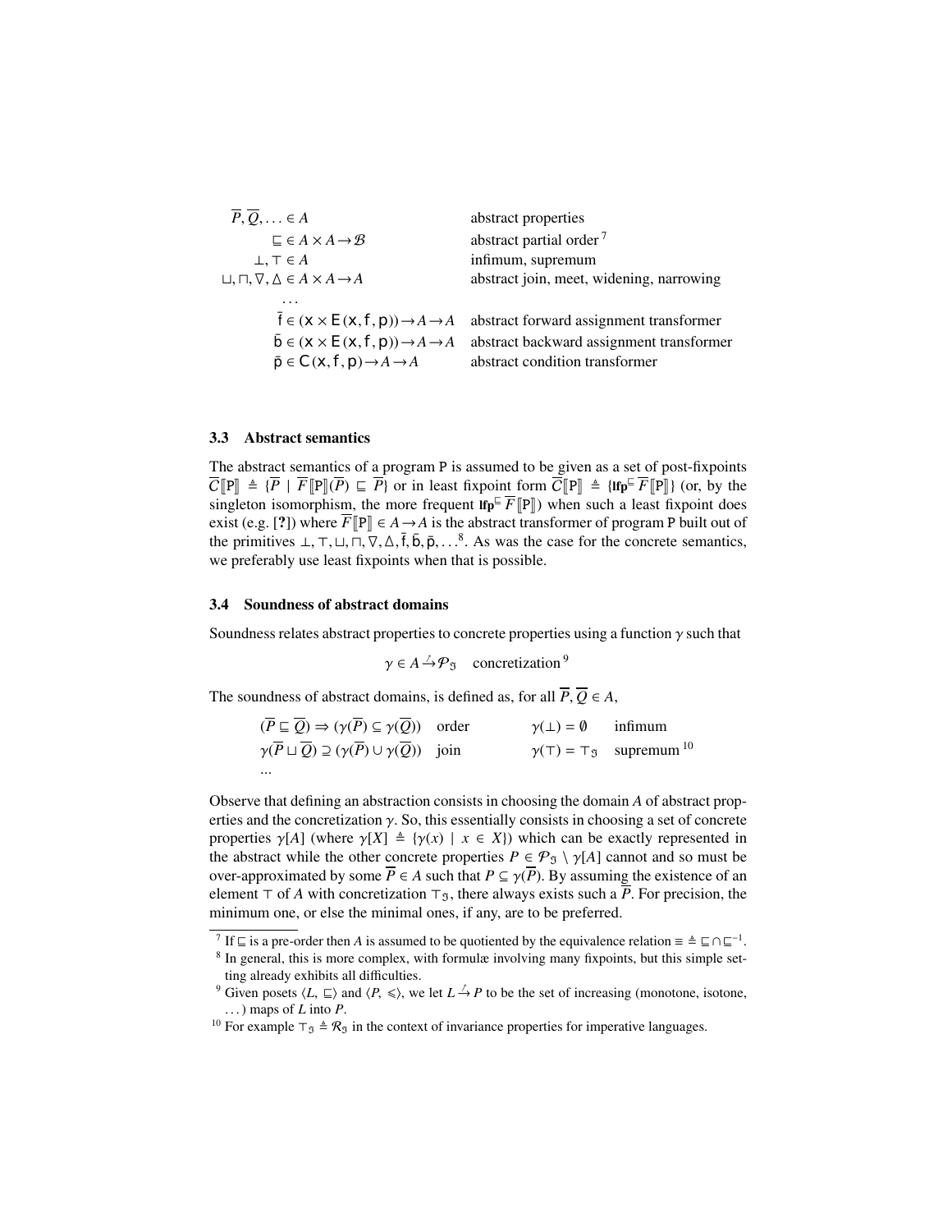| | |
|---|---|
| $\overline{P}, \overline{Q}, \ldots \in A$ | abstract properties |
| $\sqsubseteq \in A \times A \to \mathcal{B}$ | abstract partial order [7] |
| $\bot, \top \in A$ | infimum, supremum |
| $\sqcup, \sqcap, \triangledown, \vartriangle \in A \times A \to A$ | abstract join, meet, widening, narrowing |
| $\ldots$ | |
| $\bar{\mathsf{f}} \in (\mathsf{x} \times \mathsf{E}(\mathsf{x}, \mathsf{f}, \mathsf{p})) \to A \to A$ | abstract forward assignment transformer |
| $\bar{\mathsf{b}} \in (\mathsf{x} \times \mathsf{E}(\mathsf{x}, \mathsf{f}, \mathsf{p})) \to A \to A$ | abstract backward assignment transformer |
| $\bar{\mathsf{p}} \in \mathsf{C}(\mathsf{x}, \mathsf{f}, \mathsf{p}) \to A \to A$ | abstract condition transformer |

### 3.3 Abstract semantics

The abstract semantics of a program P is assumed to be given as a set of post-fixpoints $\overline{C}[\![\mathrm{P}]\!] \triangleq \{\overline{P} \mid \overline{F}[\![\mathrm{P}]\!](\overline{P}) \sqsubseteq \overline{P}\}$ or in least fixpoint form $\overline{C}[\![\mathrm{P}]\!] \triangleq \{\mathbf{lfp}^{\sqsubseteq}\,\overline{F}[\![\mathrm{P}]\!]\}$ (or, by the singleton isomorphism, the more frequent $\mathbf{lfp}^{\sqsubseteq}\,\overline{F}[\![\mathrm{P}]\!]$) when such a least fixpoint does exist (e.g. [?]) where $\overline{F}[\![\mathrm{P}]\!] \in A \to A$ is the abstract transformer of program P built out of the primitives $\bot, \top, \sqcup, \sqcap, \triangledown, \vartriangle, \bar{\mathsf{f}}, \bar{\mathsf{b}}, \bar{\mathsf{p}}, \ldots$ [8]. As was the case for the concrete semantics, we preferably use least fixpoints when that is possible.

### 3.4 Soundness of abstract domains

Soundness relates abstract properties to concrete properties using a function $\gamma$ such that

$$\gamma \in A \xrightarrow{\nearrow} \mathcal{P}_{\mathfrak{I}} \quad \text{concretization [9]}$$

The soundness of abstract domains, is defined as, for all $\overline{P}, \overline{Q} \in A$,

$$\begin{array}{llll} (\overline{P} \sqsubseteq \overline{Q}) \Rightarrow (\gamma(\overline{P}) \subseteq \gamma(\overline{Q})) & \text{order} & \gamma(\bot) = \emptyset & \text{infimum} \\ \gamma(\overline{P} \sqcup \overline{Q}) \supseteq (\gamma(\overline{P}) \cup \gamma(\overline{Q})) & \text{join} & \gamma(\top) = \top_{\mathfrak{I}} & \text{supremum [10]} \\ \ldots & & & \end{array}$$

Observe that defining an abstraction consists in choosing the domain $A$ of abstract properties and the concretization $\gamma$. So, this essentially consists in choosing a set of concrete properties $\gamma[A]$ (where $\gamma[X] \triangleq \{\gamma(x) \mid x \in X\}$) which can be exactly represented in the abstract while the other concrete properties $P \in \mathcal{P}_{\mathfrak{I}} \setminus \gamma[A]$ cannot and so must be over-approximated by some $\overline{P} \in A$ such that $P \subseteq \gamma(\overline{P})$. By assuming the existence of an element $\top$ of $A$ with concretization $\top_{\mathfrak{I}}$, there always exists such a $\overline{P}$. For precision, the minimum one, or else the minimal ones, if any, are to be preferred.

---

[7] If $\sqsubseteq$ is a pre-order then $A$ is assumed to be quotiented by the equivalence relation $\equiv \triangleq \sqsubseteq \cap \sqsubseteq^{-1}$.

[8] In general, this is more complex, with formulæ involving many fixpoints, but this simple setting already exhibits all difficulties.

[9] Given posets $\langle L, \sqsubseteq \rangle$ and $\langle P, \leqslant \rangle$, we let $L \xrightarrow{\nearrow} P$ to be the set of increasing (monotone, isotone, ...) maps of $L$ into $P$.

[10] For example $\top_{\mathfrak{I}} \triangleq \mathcal{R}_{\mathfrak{I}}$ in the context of invariance properties for imperative languages.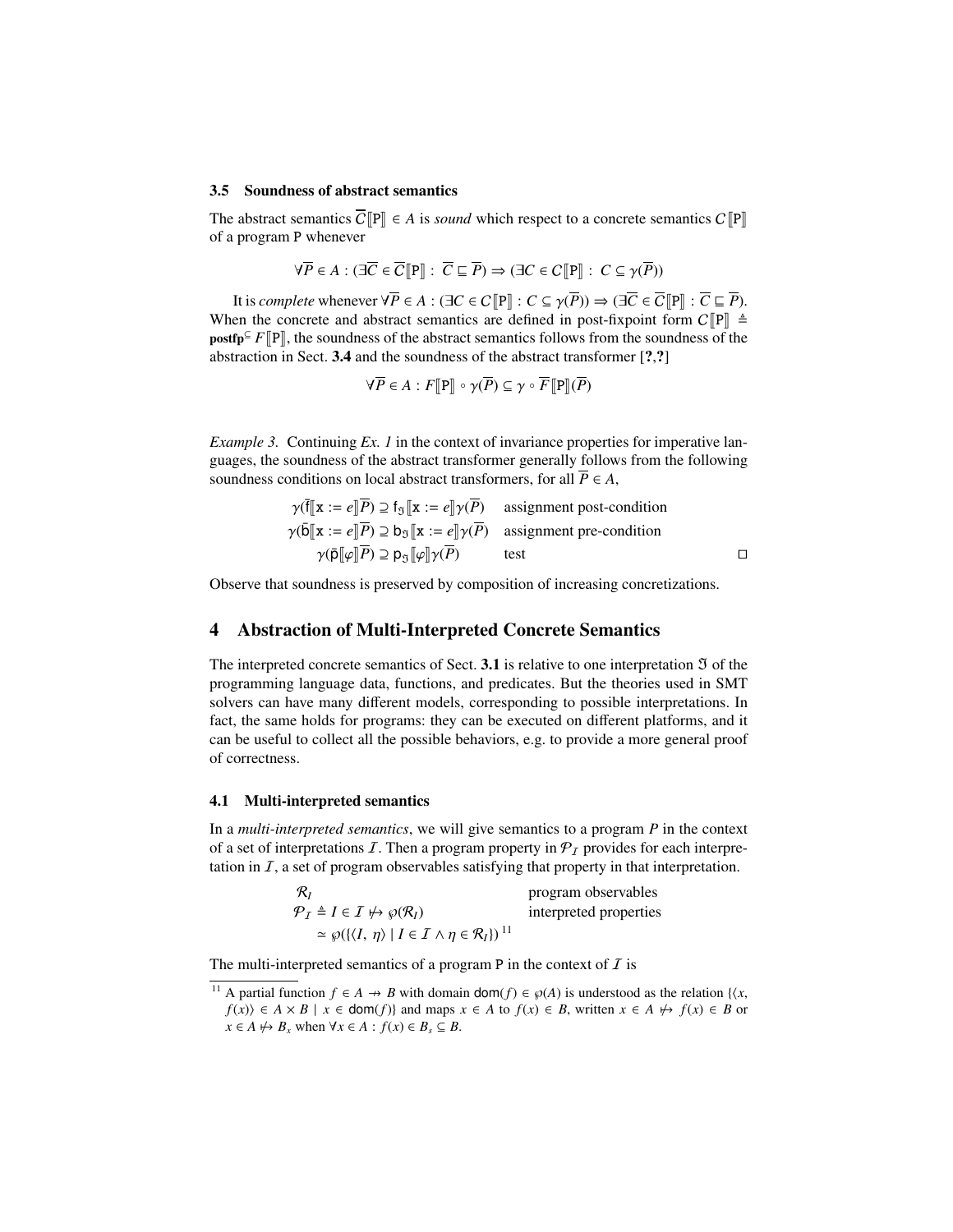### 3.5 Soundness of abstract semantics

The abstract semantics $\overline{C}[\![P]\!] \in A$ is *sound* which respect to a concrete semantics $C[\![P]\!]$ of a program P whenever

$$\forall \overline{P} \in A : (\exists \overline{C} \in \overline{C}[\![P]\!] : \overline{C} \sqsubseteq \overline{P}) \Rightarrow (\exists C \in C[\![P]\!] : C \subseteq \gamma(\overline{P}))$$

It is *complete* whenever $\forall \overline{P} \in A : (\exists C \in C[\![P]\!] : C \subseteq \gamma(\overline{P})) \Rightarrow (\exists \overline{C} \in \overline{C}[\![P]\!] : \overline{C} \sqsubseteq \overline{P})$. When the concrete and abstract semantics are defined in post-fixpoint form $C[\![P]\!] \triangleq \mathbf{postfp}^{\subseteq} F[\![P]\!]$, the soundness of the abstract semantics follows from the soundness of the abstraction in Sect. **3.4** and the soundness of the abstract transformer [**?**,**?**]

$$\forall \overline{P} \in A : F[\![P]\!] \circ \gamma(\overline{P}) \subseteq \gamma \circ \overline{F}[\![P]\!](\overline{P})$$

*Example 3.* Continuing *Ex. 1* in the context of invariance properties for imperative languages, the soundness of the abstract transformer generally follows from the following soundness conditions on local abstract transformers, for all $\overline{P} \in A$,

$$\begin{array}{ll}
\gamma(\bar{\mathsf{f}}[\![\mathtt{x} := e]\!]\overline{P}) \supseteq \mathsf{f}_{\mathfrak{I}}[\![\mathtt{x} := e]\!]\gamma(\overline{P}) & \text{assignment post-condition} \\
\gamma(\bar{\mathsf{b}}[\![\mathtt{x} := e]\!]\overline{P}) \supseteq \mathsf{b}_{\mathfrak{I}}[\![\mathtt{x} := e]\!]\gamma(\overline{P}) & \text{assignment pre-condition} \\
\gamma(\bar{\mathsf{p}}[\![\varphi]\!]\overline{P}) \supseteq \mathsf{p}_{\mathfrak{I}}[\![\varphi]\!]\gamma(\overline{P}) & \text{test}
\end{array}$$

□

Observe that soundness is preserved by composition of increasing concretizations.

## 4 Abstraction of Multi-Interpreted Concrete Semantics

The interpreted concrete semantics of Sect. **3.1** is relative to one interpretation $\mathfrak{I}$ of the programming language data, functions, and predicates. But the theories used in SMT solvers can have many different models, corresponding to possible interpretations. In fact, the same holds for programs: they can be executed on different platforms, and it can be useful to collect all the possible behaviors, e.g. to provide a more general proof of correctness.

### 4.1 Multi-interpreted semantics

In a *multi-interpreted semantics*, we will give semantics to a program $P$ in the context of a set of interpretations $\mathcal{I}$. Then a program property in $\mathcal{P}_{\mathcal{I}}$ provides for each interpretation in $\mathcal{I}$, a set of program observables satisfying that property in that interpretation.

$$\begin{array}{ll}
\mathcal{R}_I & \text{program observables} \\
\mathcal{P}_{\mathcal{I}} \triangleq I \in \mathcal{I} \not\mapsto \wp(\mathcal{R}_I) & \text{interpreted properties} \\
\quad \simeq \wp(\{\langle I,\ \eta\rangle \mid I \in \mathcal{I} \wedge \eta \in \mathcal{R}_I\})^{11} &
\end{array}$$

The multi-interpreted semantics of a program P in the context of $\mathcal{I}$ is

[11] A partial function $f \in A \nrightarrow B$ with domain $\mathsf{dom}(f) \in \wp(A)$ is understood as the relation $\{\langle x, f(x)\rangle \in A \times B \mid x \in \mathsf{dom}(f)\}$ and maps $x \in A$ to $f(x) \in B$, written $x \in A \not\mapsto f(x) \in B$ or $x \in A \not\mapsto B_x$ when $\forall x \in A : f(x) \in B_s \subseteq B$.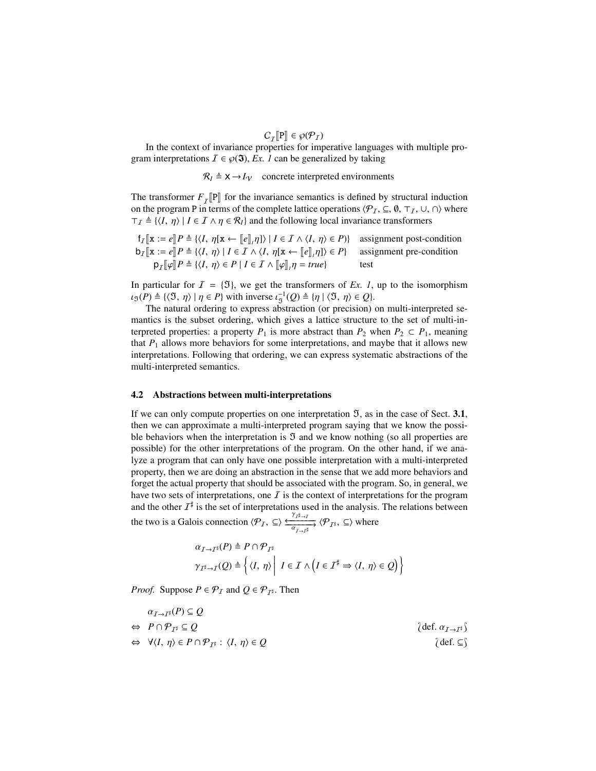$$C_{\mathcal{I}}[\![\mathsf{P}]\!] \in \wp(\mathcal{P}_{\mathcal{I}})$$

In the context of invariance properties for imperative languages with multiple program interpretations $\mathcal{I} \in \wp(\mathfrak{I})$, *Ex. 1* can be generalized by taking

$$\mathcal{R}_I \triangleq \mathsf{X} \to I_{\mathcal{V}} \quad \text{concrete interpreted environments}$$

The transformer $F_{\mathcal{I}}[\![\mathsf{P}]\!]$ for the invariance semantics is defined by structural induction on the program P in terms of the complete lattice operations $\langle \mathcal{P}_{\mathcal{I}}, \subseteq, \emptyset, \top_{\mathcal{I}}, \cup, \cap \rangle$ where $\top_{\mathcal{I}} \triangleq \{\langle I,\ \eta\rangle \mid I \in \mathcal{I} \wedge \eta \in \mathcal{R}_I\}$ and the following local invariance transformers

$$\begin{array}{lll}
\mathsf{f}_{\mathcal{I}}[\![\mathtt{x} := e]\!]P \triangleq \{\langle I,\ \eta[\mathtt{x} \leftarrow [\![e]\!]_I \eta]\rangle \mid I \in \mathcal{I} \wedge \langle I,\ \eta\rangle \in P\} & \text{assignment post-condition} \\
\mathsf{b}_{\mathcal{I}}[\![\mathtt{x} := e]\!]P \triangleq \{\langle I,\ \eta\rangle \mid I \in \mathcal{I} \wedge \langle I,\ \eta[\mathtt{x} \leftarrow [\![e]\!]_I \eta]\rangle \in P\} & \text{assignment pre-condition} \\
\mathsf{p}_{\mathcal{I}}[\![\varphi]\!]P \triangleq \{\langle I,\ \eta\rangle \in P \mid I \in \mathcal{I} \wedge [\![\varphi]\!]_I \eta = \mathit{true}\} & \text{test}
\end{array}$$

In particular for $\mathcal{I} = \{\mathfrak{I}\}$, we get the transformers of *Ex. 1*, up to the isomorphism $\iota_{\mathfrak{I}}(P) \triangleq \{\langle \mathfrak{I},\ \eta\rangle \mid \eta \in P\}$ with inverse $\iota_{\mathfrak{I}}^{-1}(Q) \triangleq \{\eta \mid \langle \mathfrak{I},\ \eta\rangle \in Q\}$.

The natural ordering to express abstraction (or precision) on multi-interpreted semantics is the subset ordering, which gives a lattice structure to the set of multi-interpreted properties: a property $P_1$ is more abstract than $P_2$ when $P_2 \subset P_1$, meaning that $P_1$ allows more behaviors for some interpretations, and maybe that it allows new interpretations. Following that ordering, we can express systematic abstractions of the multi-interpreted semantics.

### 4.2 Abstractions between multi-interpretations

If we can only compute properties on one interpretation $\mathfrak{I}$, as in the case of Sect. **3.1**, then we can approximate a multi-interpreted program saying that we know the possible behaviors when the interpretation is $\mathfrak{I}$ and we know nothing (so all properties are possible) for the other interpretations of the program. On the other hand, if we analyze a program that can only have one possible interpretation with a multi-interpreted property, then we are doing an abstraction in the sense that we add more behaviors and forget the actual property that should be associated with the program. So, in general, we have two sets of interpretations, one $\mathcal{I}$ is the context of interpretations for the program and the other $\mathcal{I}^\sharp$ is the set of interpretations used in the analysis. The relations between the two is a Galois connection $\langle \mathcal{P}_{\mathcal{I}},\ \subseteq\rangle \underset{\alpha_{\mathcal{I}\to\mathcal{I}^\sharp}}{\overset{\gamma_{\mathcal{I}^\sharp\to\mathcal{I}}}{\leftrightarrows}} \langle \mathcal{P}_{\mathcal{I}^\sharp},\ \subseteq\rangle$ where

$$\alpha_{\mathcal{I}\to\mathcal{I}^\sharp}(P) \triangleq P \cap \mathcal{P}_{\mathcal{I}^\sharp}$$
$$\gamma_{\mathcal{I}^\sharp\to\mathcal{I}}(Q) \triangleq \left\{ \langle I,\ \eta\rangle \,\middle|\, I \in \mathcal{I} \wedge \left(I \in \mathcal{I}^\sharp \Rightarrow \langle I,\ \eta\rangle \in Q\right)\right\}$$

*Proof.* Suppose $P \in \mathcal{P}_{\mathcal{I}}$ and $Q \in \mathcal{P}_{\mathcal{I}^\sharp}$. Then

$$\begin{array}{lll}
& \alpha_{\mathcal{I}\to\mathcal{I}^\sharp}(P) \subseteq Q & \\
\Leftrightarrow & P \cap \mathcal{P}_{\mathcal{I}^\sharp} \subseteq Q & \text{(def. } \alpha_{\mathcal{I}\to\mathcal{I}^\sharp}\text{)} \\
\Leftrightarrow & \forall \langle I,\ \eta\rangle \in P \cap \mathcal{P}_{\mathcal{I}^\sharp} : \langle I,\ \eta\rangle \in Q & \text{(def. } \subseteq\text{)}
\end{array}$$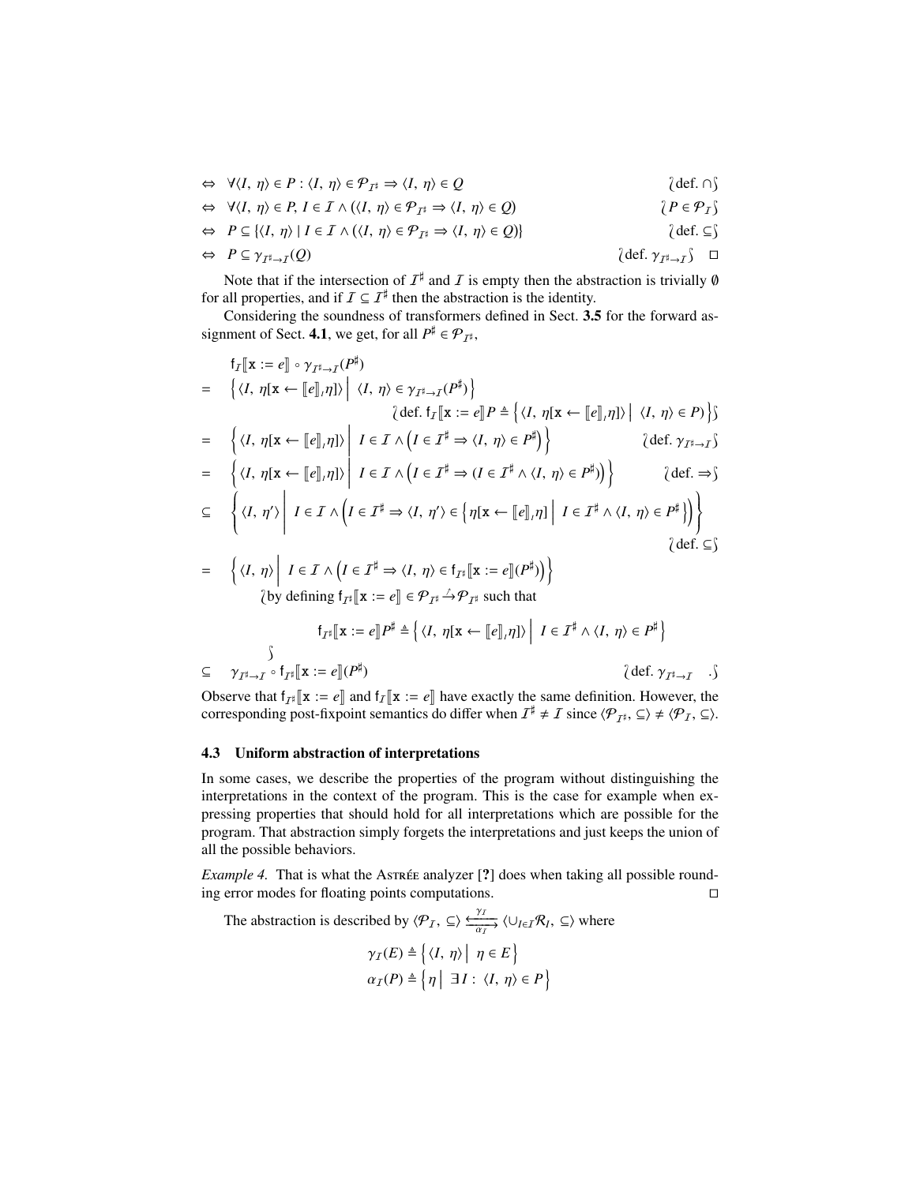$$
\begin{aligned}
&\Leftrightarrow \quad \forall \langle I,\ \eta\rangle \in P : \langle I,\ \eta\rangle \in \mathcal{P}_{\mathcal{I}^\sharp} \Rightarrow \langle I,\ \eta\rangle \in Q && \text{(def. } \cap \text{)}\\
&\Leftrightarrow \quad \forall \langle I,\ \eta\rangle \in P,\ I \in \mathcal{I} \wedge (\langle I,\ \eta\rangle \in \mathcal{P}_{\mathcal{I}^\sharp} \Rightarrow \langle I,\ \eta\rangle \in Q) && \text{(} P \in \mathcal{P}_{\mathcal{I}} \text{)}\\
&\Leftrightarrow \quad P \subseteq \{\langle I,\ \eta\rangle \mid I \in \mathcal{I} \wedge (\langle I,\ \eta\rangle \in \mathcal{P}_{\mathcal{I}^\sharp} \Rightarrow \langle I,\ \eta\rangle \in Q)\} && \text{(def. } \subseteq \text{)}\\
&\Leftrightarrow \quad P \subseteq \gamma_{\mathcal{I}^\sharp \to \mathcal{I}}(Q) && \text{(def. } \gamma_{\mathcal{I}^\sharp \to \mathcal{I}} \text{)} \quad \square
\end{aligned}
$$

Note that if the intersection of $\mathcal{I}^\sharp$ and $\mathcal{I}$ is empty then the abstraction is trivially $\emptyset$ for all properties, and if $\mathcal{I} \subseteq \mathcal{I}^\sharp$ then the abstraction is the identity.

Considering the soundness of transformers defined in Sect. **3.5** for the forward assignment of Sect. **4.1**, we get, for all $P^\sharp \in \mathcal{P}_{\mathcal{I}^\sharp}$,

$$
\begin{aligned}
&\mathsf{f}_{\mathcal{I}}[\![\mathtt{x} := e]\!] \circ \gamma_{\mathcal{I}^\sharp \to \mathcal{I}}(P^\sharp)\\
= \quad & \left\{ \langle I,\ \eta[\mathtt{x} \leftarrow [\![e]\!]_I \eta]\rangle \,\middle|\, \langle I,\ \eta\rangle \in \gamma_{\mathcal{I}^\sharp \to \mathcal{I}}(P^\sharp) \right\}\\
& \qquad \text{(def. } \mathsf{f}_{\mathcal{I}}[\![\mathtt{x} := e]\!]P \triangleq \left\{ \langle I,\ \eta[\mathtt{x} \leftarrow [\![e]\!]_I \eta]\rangle \,\middle|\, \langle I,\ \eta\rangle \in P) \right\} \text{)}\\
= \quad & \left\{ \langle I,\ \eta[\mathtt{x} \leftarrow [\![e]\!]_I \eta]\rangle \,\middle|\, I \in \mathcal{I} \wedge \left( I \in \mathcal{I}^\sharp \Rightarrow \langle I,\ \eta\rangle \in P^\sharp \right) \right\} \qquad \text{(def. } \gamma_{\mathcal{I}^\sharp \to \mathcal{I}} \text{)}\\
= \quad & \left\{ \langle I,\ \eta[\mathtt{x} \leftarrow [\![e]\!]_I \eta]\rangle \,\middle|\, I \in \mathcal{I} \wedge \left( I \in \mathcal{I}^\sharp \Rightarrow (I \in \mathcal{I}^\sharp \wedge \langle I,\ \eta\rangle \in P^\sharp) \right) \right\} \qquad \text{(def. } \Rightarrow \text{)}\\
\subseteq \quad & \left\{ \langle I,\ \eta'\rangle \,\middle|\, I \in \mathcal{I} \wedge \left( I \in \mathcal{I}^\sharp \Rightarrow \langle I,\ \eta'\rangle \in \left\{ \eta[\mathtt{x} \leftarrow [\![e]\!]_I \eta] \,\middle|\, I \in \mathcal{I}^\sharp \wedge \langle I,\ \eta\rangle \in P^\sharp \right\} \right) \right\}\\
& \qquad \text{(def. } \subseteq \text{)}\\
= \quad & \left\{ \langle I,\ \eta\rangle \,\middle|\, I \in \mathcal{I} \wedge \left( I \in \mathcal{I}^\sharp \Rightarrow \langle I,\ \eta\rangle \in \mathsf{f}_{\mathcal{I}^\sharp}[\![\mathtt{x} := e]\!](P^\sharp) \right) \right\}\\
& \qquad \text{(by defining } \mathsf{f}_{\mathcal{I}^\sharp}[\![\mathtt{x} := e]\!] \in \mathcal{P}_{\mathcal{I}^\sharp} \xrightarrow{\nearrow} \mathcal{P}_{\mathcal{I}^\sharp} \text{ such that}\\
& \qquad\qquad \mathsf{f}_{\mathcal{I}^\sharp}[\![\mathtt{x} := e]\!]P^\sharp \triangleq \left\{ \langle I,\ \eta[\mathtt{x} \leftarrow [\![e]\!]_I \eta]\rangle \,\middle|\, I \in \mathcal{I}^\sharp \wedge \langle I,\ \eta\rangle \in P^\sharp \right\} \text{)}\\
\subseteq \quad & \gamma_{\mathcal{I}^\sharp \to \mathcal{I}} \circ \mathsf{f}_{\mathcal{I}^\sharp}[\![\mathtt{x} := e]\!](P^\sharp) \qquad \text{(def. } \gamma_{\mathcal{I}^\sharp \to \mathcal{I}} \text{ .)}
\end{aligned}
$$

Observe that $\mathsf{f}_{\mathcal{I}^\sharp}[\![\mathtt{x} := e]\!]$ and $\mathsf{f}_{\mathcal{I}}[\![\mathtt{x} := e]\!]$ have exactly the same definition. However, the corresponding post-fixpoint semantics do differ when $\mathcal{I}^\sharp \neq \mathcal{I}$ since $\langle \mathcal{P}_{\mathcal{I}^\sharp},\ \subseteq\rangle \neq \langle \mathcal{P}_{\mathcal{I}},\ \subseteq\rangle$.

### 4.3 Uniform abstraction of interpretations

In some cases, we describe the properties of the program without distinguishing the interpretations in the context of the program. This is the case for example when expressing properties that should hold for all interpretations which are possible for the program. That abstraction simply forgets the interpretations and just keeps the union of all the possible behaviors.

*Example 4.* That is what the Astrée analyzer [?] does when taking all possible rounding error modes for floating points computations. □

The abstraction is described by $\langle \mathcal{P}_{\mathcal{I}},\ \subseteq\rangle \xleftarrow[\alpha_{\mathcal{I}}]{\gamma_{\mathcal{I}}} \langle \cup_{I \in \mathcal{I}} \mathcal{R}_I,\ \subseteq\rangle$ where

$$
\begin{aligned}
\gamma_{\mathcal{I}}(E) &\triangleq \left\{ \langle I,\ \eta\rangle \,\middle|\, \eta \in E \right\}\\
\alpha_{\mathcal{I}}(P) &\triangleq \left\{ \eta \,\middle|\, \exists I : \langle I,\ \eta\rangle \in P \right\}
\end{aligned}
$$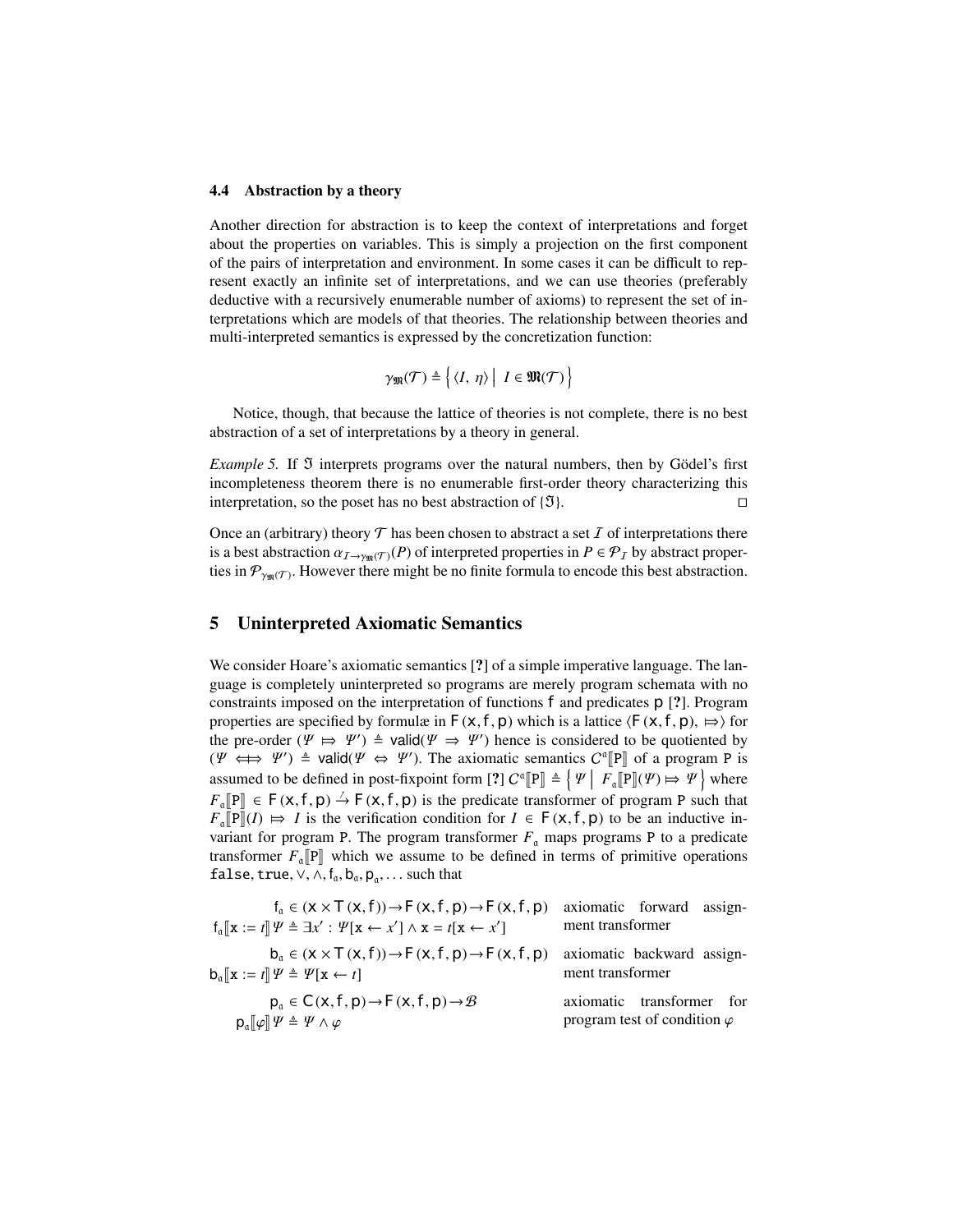### 4.4 Abstraction by a theory

Another direction for abstraction is to keep the context of interpretations and forget about the properties on variables. This is simply a projection on the first component of the pairs of interpretation and environment. In some cases it can be difficult to represent exactly an infinite set of interpretations, and we can use theories (preferably deductive with a recursively enumerable number of axioms) to represent the set of interpretations which are models of that theories. The relationship between theories and multi-interpreted semantics is expressed by the concretization function:

$$\gamma_{\mathfrak{M}}(\mathcal{T}) \triangleq \left\{ \langle I,\ \eta \rangle \,\middle|\, I \in \mathfrak{M}(\mathcal{T}) \right\}$$

Notice, though, that because the lattice of theories is not complete, there is no best abstraction of a set of interpretations by a theory in general.

*Example 5.* If $\mathfrak{I}$ interprets programs over the natural numbers, then by Gödel's first incompleteness theorem there is no enumerable first-order theory characterizing this interpretation, so the poset has no best abstraction of $\{\mathfrak{I}\}$. □

Once an (arbitrary) theory $\mathcal{T}$ has been chosen to abstract a set $\mathcal{I}$ of interpretations there is a best abstraction $\alpha_{\mathcal{I}\to\gamma_{\mathfrak{M}}(\mathcal{T})}(P)$ of interpreted properties in $P \in \mathcal{P}_{\mathcal{I}}$ by abstract properties in $\mathcal{P}_{\gamma_{\mathfrak{M}}(\mathcal{T})}$. However there might be no finite formula to encode this best abstraction.

## 5 Uninterpreted Axiomatic Semantics

We consider Hoare's axiomatic semantics [?] of a simple imperative language. The language is completely uninterpreted so programs are merely program schemata with no constraints imposed on the interpretation of functions $\mathsf{f}$ and predicates $\mathsf{p}$ [?]. Program properties are specified by formulæ in $\mathsf{F}(\mathsf{x},\mathsf{f},\mathsf{p})$ which is a lattice $\langle \mathsf{F}(\mathsf{x},\mathsf{f},\mathsf{p}),\ \Rrightarrow \rangle$ for the pre-order $(\Psi \Rrightarrow \Psi') \triangleq \mathsf{valid}(\Psi \Rightarrow \Psi')$ hence is considered to be quotiented by $(\Psi \Lleftarrow\!\Rrightarrow \Psi') \triangleq \mathsf{valid}(\Psi \Leftrightarrow \Psi')$. The axiomatic semantics $C^{\mathfrak{a}}[\![\mathtt{P}]\!]$ of a program $\mathtt{P}$ is assumed to be defined in post-fixpoint form [?] $C^{\mathfrak{a}}[\![\mathtt{P}]\!] \triangleq \left\{ \Psi \,\middle|\, F_{\mathfrak{a}}[\![\mathtt{P}]\!](\Psi) \Rrightarrow \Psi \right\}$ where $F_{\mathfrak{a}}[\![\mathtt{P}]\!] \in \mathsf{F}(\mathsf{x},\mathsf{f},\mathsf{p}) \xrightarrow{\nearrow} \mathsf{F}(\mathsf{x},\mathsf{f},\mathsf{p})$ is the predicate transformer of program $\mathtt{P}$ such that $F_{\mathfrak{a}}[\![\mathtt{P}]\!](I) \Rrightarrow I$ is the verification condition for $I \in \mathsf{F}(\mathsf{x},\mathsf{f},\mathsf{p})$ to be an inductive invariant for program $\mathtt{P}$. The program transformer $F_{\mathfrak{a}}$ maps programs $\mathtt{P}$ to a predicate transformer $F_{\mathfrak{a}}[\![\mathtt{P}]\!]$ which we assume to be defined in terms of primitive operations $\mathtt{false}, \mathtt{true}, \vee, \wedge, \mathsf{f}_{\mathfrak{a}}, \mathsf{b}_{\mathfrak{a}}, \mathsf{p}_{\mathfrak{a}}, \ldots$ such that

$$\mathsf{f}_{\mathfrak{a}} \in (\mathsf{x} \times \mathsf{T}(\mathsf{x},\mathsf{f})) \to \mathsf{F}(\mathsf{x},\mathsf{f},\mathsf{p}) \to \mathsf{F}(\mathsf{x},\mathsf{f},\mathsf{p}) \qquad \text{axiomatic forward assignment transformer}$$
$$\mathsf{f}_{\mathfrak{a}}[\![\mathtt{x} := t]\!]\Psi \triangleq \exists x' : \Psi[\mathtt{x} \leftarrow x'] \wedge \mathtt{x} = t[\mathtt{x} \leftarrow x']$$

$$\mathsf{b}_{\mathfrak{a}} \in (\mathsf{x} \times \mathsf{T}(\mathsf{x},\mathsf{f})) \to \mathsf{F}(\mathsf{x},\mathsf{f},\mathsf{p}) \to \mathsf{F}(\mathsf{x},\mathsf{f},\mathsf{p}) \qquad \text{axiomatic backward assignment transformer}$$
$$\mathsf{b}_{\mathfrak{a}}[\![\mathtt{x} := t]\!]\Psi \triangleq \Psi[\mathtt{x} \leftarrow t]$$

$$\mathsf{p}_{\mathfrak{a}} \in \mathsf{C}(\mathsf{x},\mathsf{f},\mathsf{p}) \to \mathsf{F}(\mathsf{x},\mathsf{f},\mathsf{p}) \to \mathcal{B} \qquad \text{axiomatic transformer for program test of condition } \varphi$$
$$\mathsf{p}_{\mathfrak{a}}[\![\varphi]\!]\Psi \triangleq \Psi \wedge \varphi$$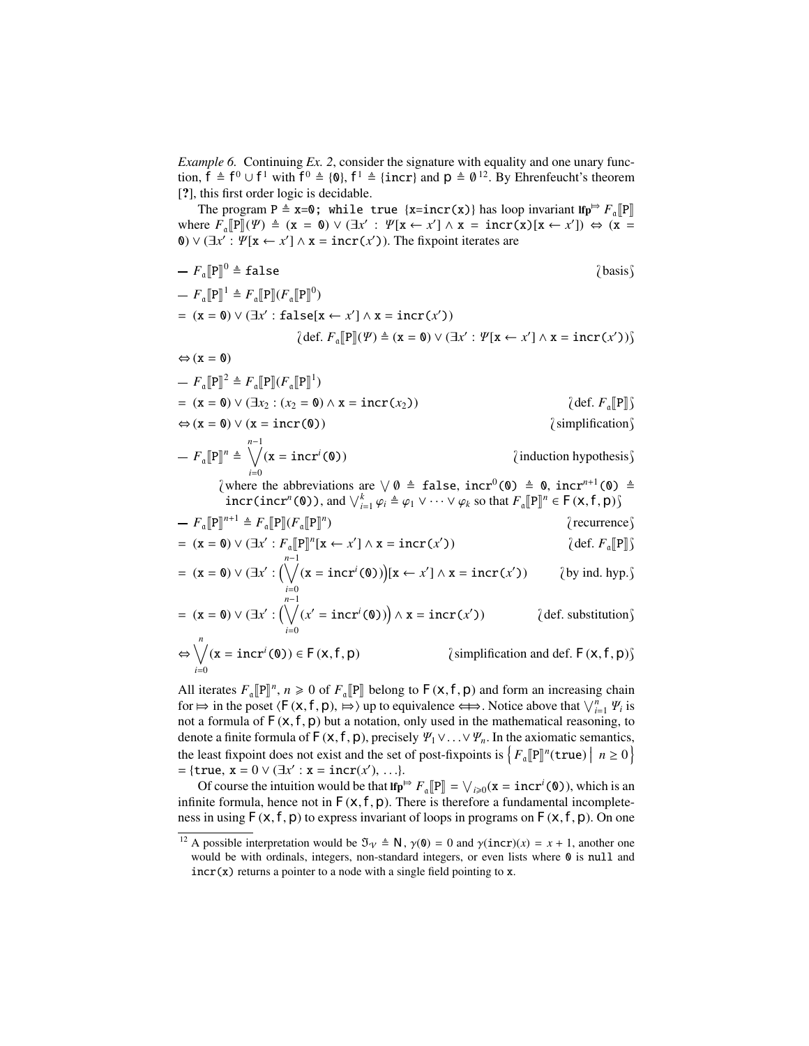*Example 6.* Continuing *Ex. 2*, consider the signature with equality and one unary function, $\mathsf{f} \triangleq \mathsf{f}^0 \cup \mathsf{f}^1$ with $\mathsf{f}^0 \triangleq \{\mathtt{0}\}$, $\mathsf{f}^1 \triangleq \{\mathtt{incr}\}$ and $\mathsf{p} \triangleq \emptyset$ [12]. By Ehrenfeucht's theorem [?], this first order logic is decidable.

The program $\mathtt{P} \triangleq$ `x=0; while true {x=incr(x)}` has loop invariant $\mathbf{lfp}^{\Rrightarrow} F_{\mathfrak{a}}[\![\mathtt{P}]\!]$ where $F_{\mathfrak{a}}[\![\mathtt{P}]\!](\Psi) \triangleq (\mathtt{x} = \mathtt{0}) \vee (\exists x' : \Psi[\mathtt{x} \leftarrow x'] \wedge \mathtt{x} = \mathtt{incr(x)}[\mathtt{x} \leftarrow x']) \Leftrightarrow (\mathtt{x} = \mathtt{0}) \vee (\exists x' : \Psi[\mathtt{x} \leftarrow x'] \wedge \mathtt{x} = \mathtt{incr}(x'))$. The fixpoint iterates are

— $F_{\mathfrak{a}}[\![\mathtt{P}]\!]^0 \triangleq \mathtt{false}$ ⦃basis⦄

— $F_{\mathfrak{a}}[\![\mathtt{P}]\!]^1 \triangleq F_{\mathfrak{a}}[\![\mathtt{P}]\!](F_{\mathfrak{a}}[\![\mathtt{P}]\!]^0)$

$= (\mathtt{x} = \mathtt{0}) \vee (\exists x' : \mathtt{false}[\mathtt{x} \leftarrow x'] \wedge \mathtt{x} = \mathtt{incr}(x'))$

⦃def. $F_{\mathfrak{a}}[\![\mathtt{P}]\!](\Psi) \triangleq (\mathtt{x} = \mathtt{0}) \vee (\exists x' : \Psi[\mathtt{x} \leftarrow x'] \wedge \mathtt{x} = \mathtt{incr}(x'))$⦄

$\Leftrightarrow (\mathtt{x} = \mathtt{0})$

— $F_{\mathfrak{a}}[\![\mathtt{P}]\!]^2 \triangleq F_{\mathfrak{a}}[\![\mathtt{P}]\!](F_{\mathfrak{a}}[\![\mathtt{P}]\!]^1)$

$= (\mathtt{x} = \mathtt{0}) \vee (\exists x_2 : (x_2 = \mathtt{0}) \wedge \mathtt{x} = \mathtt{incr}(x_2))$ ⦃def. $F_{\mathfrak{a}}[\![\mathtt{P}]\!]$⦄

$\Leftrightarrow (\mathtt{x} = \mathtt{0}) \vee (\mathtt{x} = \mathtt{incr(0)})$ ⦃simplification⦄

— $F_{\mathfrak{a}}[\![\mathtt{P}]\!]^n \triangleq \bigvee_{i=0}^{n-1} (\mathtt{x} = \mathtt{incr}^i\mathtt{(0)})$ ⦃induction hypothesis⦄

⦃where the abbreviations are $\bigvee \emptyset \triangleq \mathtt{false}$, $\mathtt{incr}^0\mathtt{(0)} \triangleq \mathtt{0}$, $\mathtt{incr}^{n+1}\mathtt{(0)} \triangleq \mathtt{incr}(\mathtt{incr}^n\mathtt{(0)})$, and $\bigvee_{i=1}^{k} \varphi_i \triangleq \varphi_1 \vee \cdots \vee \varphi_k$ so that $F_{\mathfrak{a}}[\![\mathtt{P}]\!]^n \in \mathsf{F}(\mathsf{x}, \mathsf{f}, \mathsf{p})$⦄

— $F_{\mathfrak{a}}[\![\mathtt{P}]\!]^{n+1} \triangleq F_{\mathfrak{a}}[\![\mathtt{P}]\!](F_{\mathfrak{a}}[\![\mathtt{P}]\!]^n)$ ⦃recurrence⦄

$= (\mathtt{x} = \mathtt{0}) \vee (\exists x' : F_{\mathfrak{a}}[\![\mathtt{P}]\!]^n[\mathtt{x} \leftarrow x'] \wedge \mathtt{x} = \mathtt{incr}(x'))$ ⦃def. $F_{\mathfrak{a}}[\![\mathtt{P}]\!]$⦄

$= (\mathtt{x} = \mathtt{0}) \vee (\exists x' : \Big(\bigvee_{i=0}^{n-1} (\mathtt{x} = \mathtt{incr}^i\mathtt{(0)})\Big)[\mathtt{x} \leftarrow x'] \wedge \mathtt{x} = \mathtt{incr}(x'))$ ⦃by ind. hyp.⦄

$= (\mathtt{x} = \mathtt{0}) \vee (\exists x' : \Big(\bigvee_{i=0}^{n-1} (x' = \mathtt{incr}^i\mathtt{(0)})\Big) \wedge \mathtt{x} = \mathtt{incr}(x'))$ ⦃def. substitution⦄

$\Leftrightarrow \bigvee_{i=0}^{n} (\mathtt{x} = \mathtt{incr}^i\mathtt{(0)}) \in \mathsf{F}(\mathsf{x}, \mathsf{f}, \mathsf{p})$ ⦃simplification and def. $\mathsf{F}(\mathsf{x}, \mathsf{f}, \mathsf{p})$⦄

All iterates $F_{\mathfrak{a}}[\![\mathtt{P}]\!]^n$, $n \geqslant 0$ of $F_{\mathfrak{a}}[\![\mathtt{P}]\!]$ belong to $\mathsf{F}(\mathsf{x}, \mathsf{f}, \mathsf{p})$ and form an increasing chain for $\Rrightarrow$ in the poset $\langle \mathsf{F}(\mathsf{x}, \mathsf{f}, \mathsf{p}), \Rrightarrow \rangle$ up to equivalence $\Lleftarrow\!\!\Rrightarrow$. Notice above that $\bigvee_{i=1}^{n} \Psi_i$ is not a formula of $\mathsf{F}(\mathsf{x}, \mathsf{f}, \mathsf{p})$ but a notation, only used in the mathematical reasoning, to denote a finite formula of $\mathsf{F}(\mathsf{x}, \mathsf{f}, \mathsf{p})$, precisely $\Psi_1 \vee \ldots \vee \Psi_n$. In the axiomatic semantics, the least fixpoint does not exist and the set of post-fixpoints is $\left\{ F_{\mathfrak{a}}[\![\mathtt{P}]\!]^n(\mathtt{true}) \;\middle|\; n \geq 0 \right\}$ $= \{\mathtt{true},\ \mathtt{x} = 0 \vee (\exists x' : \mathtt{x} = \mathtt{incr}(x'),\ \ldots\}$.

Of course the intuition would be that $\mathbf{lfp}^{\Rrightarrow} F_{\mathfrak{a}}[\![\mathtt{P}]\!] = \bigvee_{i \geqslant 0} (\mathtt{x} = \mathtt{incr}^i\mathtt{(0)})$, which is an infinite formula, hence not in $\mathsf{F}(\mathsf{x}, \mathsf{f}, \mathsf{p})$. There is therefore a fundamental incompleteness in using $\mathsf{F}(\mathsf{x}, \mathsf{f}, \mathsf{p})$ to express invariant of loops in programs on $\mathsf{F}(\mathsf{x}, \mathsf{f}, \mathsf{p})$. On one

[12] A possible interpretation would be $\mathfrak{I}_{\mathcal{V}} \triangleq \mathsf{N}$, $\gamma(\mathtt{0}) = 0$ and $\gamma(\mathtt{incr})(x) = x + 1$, another one would be with ordinals, integers, non-standard integers, or even lists where `0` is `null` and `incr(x)` returns a pointer to a node with a single field pointing to `x`.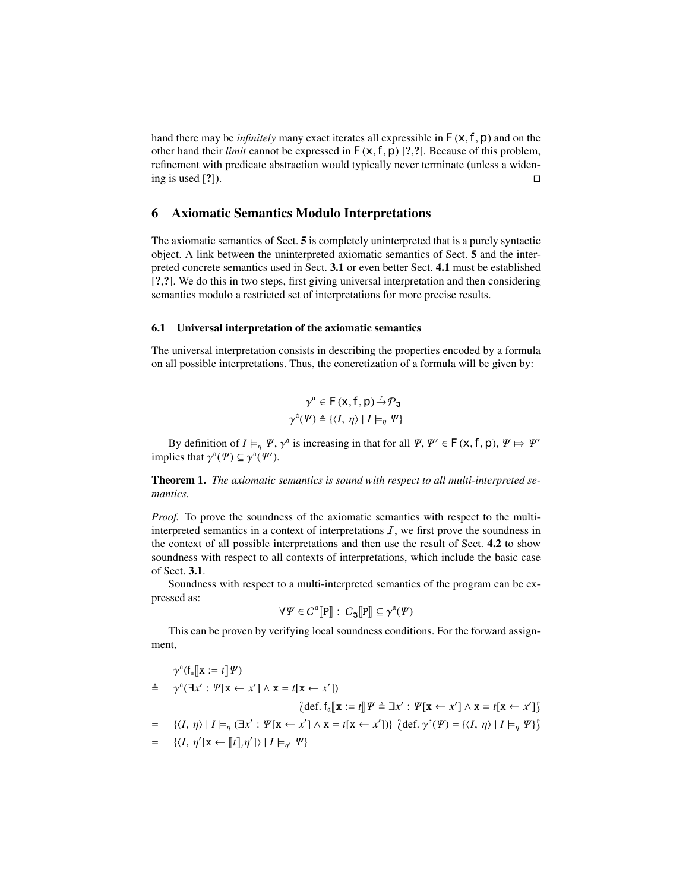hand there may be *infinitely* many exact iterates all expressible in $\mathsf{F}(\mathsf{x}, \mathsf{f}, \mathsf{p})$ and on the other hand their *limit* cannot be expressed in $\mathsf{F}(\mathsf{x}, \mathsf{f}, \mathsf{p})$ [?,?]. Because of this problem, refinement with predicate abstraction would typically never terminate (unless a widening is used [?]). $\square$

## 6 Axiomatic Semantics Modulo Interpretations

The axiomatic semantics of Sect. 5 is completely uninterpreted that is a purely syntactic object. A link between the uninterpreted axiomatic semantics of Sect. 5 and the interpreted concrete semantics used in Sect. 3.1 or even better Sect. 4.1 must be established [?,?]. We do this in two steps, first giving universal interpretation and then considering semantics modulo a restricted set of interpretations for more precise results.

### 6.1 Universal interpretation of the axiomatic semantics

The universal interpretation consists in describing the properties encoded by a formula on all possible interpretations. Thus, the concretization of a formula will be given by:

$$\gamma^{\mathfrak{a}} \in \mathsf{F}(\mathsf{x}, \mathsf{f}, \mathsf{p}) \xrightarrow{\nearrow} \mathcal{P}_{\mathfrak{I}}$$
$$\gamma^{\mathfrak{a}}(\Psi) \triangleq \{\langle I,\ \eta\rangle \mid I \models_\eta \Psi\}$$

By definition of $I \models_\eta \Psi$, $\gamma^{\mathfrak{a}}$ is increasing in that for all $\Psi, \Psi' \in \mathsf{F}(\mathsf{x}, \mathsf{f}, \mathsf{p})$, $\Psi \Rrightarrow \Psi'$ implies that $\gamma^{\mathfrak{a}}(\Psi) \subseteq \gamma^{\mathfrak{a}}(\Psi')$.

**Theorem 1.** *The axiomatic semantics is sound with respect to all multi-interpreted semantics.*

*Proof.* To prove the soundness of the axiomatic semantics with respect to the multi-interpreted semantics in a context of interpretations $\mathcal{I}$, we first prove the soundness in the context of all possible interpretations and then use the result of Sect. 4.2 to show soundness with respect to all contexts of interpretations, which include the basic case of Sect. 3.1.

Soundness with respect to a multi-interpreted semantics of the program can be expressed as:

$$\forall \Psi \in C^{\mathfrak{a}}[\![\mathrm{P}]\!] : \ \mathcal{C}_{\mathfrak{I}}[\![\mathrm{P}]\!] \subseteq \gamma^{\mathfrak{a}}(\Psi)$$

This can be proven by verifying local soundness conditions. For the forward assignment,

$$
\begin{aligned}
& \gamma^{\mathfrak{a}}(\mathsf{f}_{\mathfrak{a}}[\![\mathtt{x} := t]\!]\Psi) \\
\triangleq\ & \gamma^{\mathfrak{a}}(\exists x' : \Psi[\mathtt{x} \leftarrow x'] \wedge \mathtt{x} = t[\mathtt{x} \leftarrow x']) \\
& \qquad\qquad \text{(def. } \mathsf{f}_{\mathfrak{a}}[\![\mathtt{x} := t]\!]\Psi \triangleq \exists x' : \Psi[\mathtt{x} \leftarrow x'] \wedge \mathtt{x} = t[\mathtt{x} \leftarrow x']\text{)} \\
=\ & \{\langle I,\ \eta\rangle \mid I \models_\eta (\exists x' : \Psi[\mathtt{x} \leftarrow x'] \wedge \mathtt{x} = t[\mathtt{x} \leftarrow x'])\} \ \text{(def. } \gamma^{\mathfrak{a}}(\Psi) = \{\langle I,\ \eta\rangle \mid I \models_\eta \Psi\}\text{)} \\
=\ & \{\langle I,\ \eta'[\mathtt{x} \leftarrow [\![t]\!]_I\eta']\rangle \mid I \models_{\eta'} \Psi\}
\end{aligned}
$$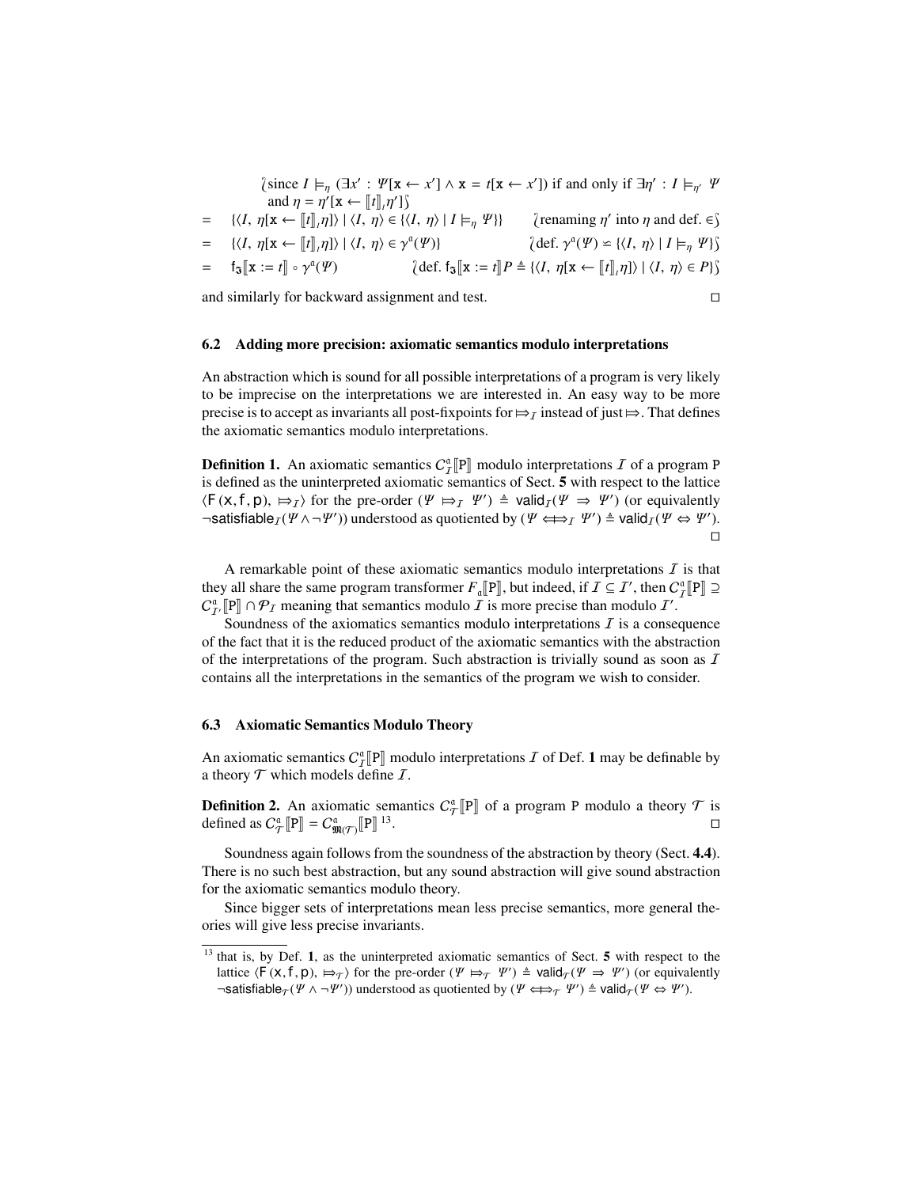$$
\begin{aligned}
& \quad \{\text{since } I \models_\eta (\exists x' : \Psi[\mathtt{x} \leftarrow x'] \wedge \mathtt{x} = t[\mathtt{x} \leftarrow x']) \text{ if and only if } \exists \eta' : I \models_{\eta'} \Psi \\
& \quad\ \text{and } \eta = \eta'[\mathtt{x} \leftarrow [\![t]\!]_I \eta']\} \\
= & \quad \{\langle I,\ \eta[\mathtt{x} \leftarrow [\![t]\!]_I \eta]\rangle \mid \langle I,\ \eta\rangle \in \{\langle I,\ \eta\rangle \mid I \models_\eta \Psi\}\} \qquad \{\text{renaming } \eta' \text{ into } \eta \text{ and def. } \in\} \\
= & \quad \{\langle I,\ \eta[\mathtt{x} \leftarrow [\![t]\!]_I \eta]\rangle \mid \langle I,\ \eta\rangle \in \gamma^{\mathfrak{a}}(\Psi)\} \qquad \{\text{def. } \gamma^{\mathfrak{a}}(\Psi) \coloneqq \{\langle I,\ \eta\rangle \mid I \models_\eta \Psi\}\} \\
= & \quad \mathsf{f}_{\mathfrak{z}}[\![\mathtt{x} := t]\!] \circ \gamma^{\mathfrak{a}}(\Psi) \qquad \{\text{def. } \mathsf{f}_{\mathfrak{z}}[\![\mathtt{x} := t]\!] P \triangleq \{\langle I,\ \eta[\mathtt{x} \leftarrow [\![t]\!]_I \eta]\rangle \mid \langle I,\ \eta\rangle \in P\}\}
\end{aligned}
$$

and similarly for backward assignment and test. □

### 6.2 Adding more precision: axiomatic semantics modulo interpretations

An abstraction which is sound for all possible interpretations of a program is very likely to be imprecise on the interpretations we are interested in. An easy way to be more precise is to accept as invariants all post-fixpoints for $\Rrightarrow_{\mathcal{I}}$ instead of just $\Rrightarrow$. That defines the axiomatic semantics modulo interpretations.

**Definition 1.** An axiomatic semantics $C^{\mathfrak{a}}_{\mathcal{I}}[\![\mathtt{P}]\!]$ modulo interpretations $\mathcal{I}$ of a program P is defined as the uninterpreted axiomatic semantics of Sect. **5** with respect to the lattice $\langle \mathsf{F}(\mathsf{x}, \mathsf{f}, \mathsf{p}),\ \Rrightarrow_{\mathcal{I}}\rangle$ for the pre-order $(\Psi \Rrightarrow_{\mathcal{I}} \Psi') \triangleq \mathsf{valid}_{\mathcal{I}}(\Psi \Rightarrow \Psi')$ (or equivalently $\neg\mathsf{satisfiable}_{\mathcal{I}}(\Psi \wedge \neg\Psi')$) understood as quotiented by $(\Psi \Lleftarrow\!\!\Rrightarrow_{\mathcal{I}} \Psi') \triangleq \mathsf{valid}_{\mathcal{I}}(\Psi \Leftrightarrow \Psi')$. □

A remarkable point of these axiomatic semantics modulo interpretations $\mathcal{I}$ is that they all share the same program transformer $F_{\mathfrak{a}}[\![\mathtt{P}]\!]$, but indeed, if $\mathcal{I} \subseteq \mathcal{I}'$, then $C^{\mathfrak{a}}_{\mathcal{I}}[\![\mathtt{P}]\!] \supseteq C^{\mathfrak{a}}_{\mathcal{I}'}[\![\mathtt{P}]\!] \cap \mathcal{P}_{\mathcal{I}}$ meaning that semantics modulo $\mathcal{I}$ is more precise than modulo $\mathcal{I}'$.

Soundness of the axiomatics semantics modulo interpretations $\mathcal{I}$ is a consequence of the fact that it is the reduced product of the axiomatic semantics with the abstraction of the interpretations of the program. Such abstraction is trivially sound as soon as $\mathcal{I}$ contains all the interpretations in the semantics of the program we wish to consider.

### 6.3 Axiomatic Semantics Modulo Theory

An axiomatic semantics $C^{\mathfrak{a}}_{\mathcal{I}}[\![\mathtt{P}]\!]$ modulo interpretations $\mathcal{I}$ of Def. **1** may be definable by a theory $\mathcal{T}$ which models define $\mathcal{I}$.

**Definition 2.** An axiomatic semantics $C^{\mathfrak{a}}_{\mathcal{T}}[\![\mathtt{P}]\!]$ of a program P modulo a theory $\mathcal{T}$ is defined as $C^{\mathfrak{a}}_{\mathcal{T}}[\![\mathtt{P}]\!] = C^{\mathfrak{a}}_{\mathfrak{M}(\mathcal{T})}[\![\mathtt{P}]\!]$ [13]. □

Soundness again follows from the soundness of the abstraction by theory (Sect. **4.4**). There is no such best abstraction, but any sound abstraction will give sound abstraction for the axiomatic semantics modulo theory.

Since bigger sets of interpretations mean less precise semantics, more general theories will give less precise invariants.

[13] that is, by Def. **1**, as the uninterpreted axiomatic semantics of Sect. **5** with respect to the lattice $\langle \mathsf{F}(\mathsf{x}, \mathsf{f}, \mathsf{p}),\ \Rrightarrow_{\mathcal{T}}\rangle$ for the pre-order $(\Psi \Rrightarrow_{\mathcal{T}} \Psi') \triangleq \mathsf{valid}_{\mathcal{T}}(\Psi \Rightarrow \Psi')$ (or equivalently $\neg\mathsf{satisfiable}_{\mathcal{T}}(\Psi \wedge \neg\Psi')$) understood as quotiented by $(\Psi \Lleftarrow\!\!\Rrightarrow_{\mathcal{T}} \Psi') \triangleq \mathsf{valid}_{\mathcal{T}}(\Psi \Leftrightarrow \Psi')$.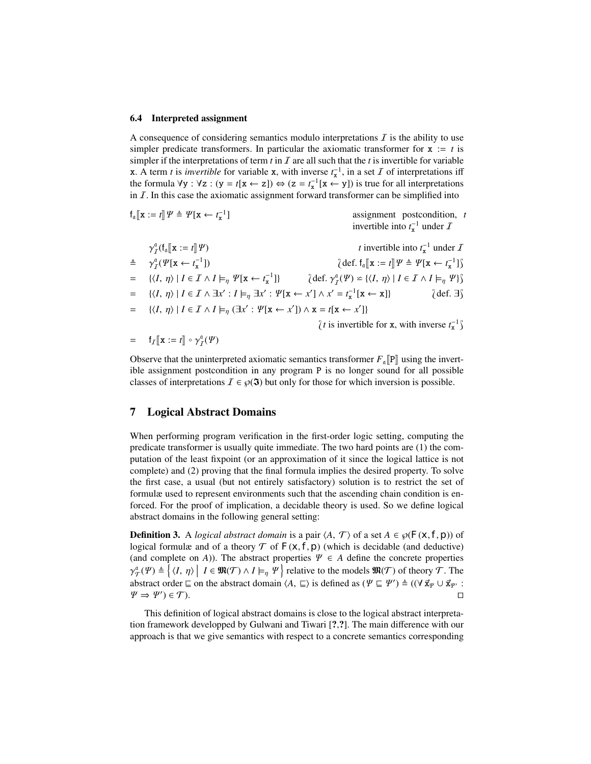### 6.4 Interpreted assignment

A consequence of considering semantics modulo interpretations $\mathcal{I}$ is the ability to use simpler predicate transformers. In particular the axiomatic transformer for $\mathtt{x} := t$ is simpler if the interpretations of term $t$ in $\mathcal{I}$ are all such that the $t$ is invertible for variable $\mathtt{x}$. A term $t$ is *invertible* for variable $\mathtt{x}$, with inverse $t_{\mathtt{x}}^{-1}$, in a set $\mathcal{I}$ of interpretations iff the formula $\forall \mathtt{y} : \forall \mathtt{z} : (\mathtt{y} = t[\mathtt{x} \leftarrow \mathtt{z}]) \Leftrightarrow (\mathtt{z} = t_{\mathtt{x}}^{-1}[\mathtt{x} \leftarrow \mathtt{y}])$ is true for all interpretations in $\mathcal{I}$. In this case the axiomatic assignment forward transformer can be simplified into

$$\mathsf{f}_{\mathfrak{a}}[\![\mathtt{x} := t]\!]\Psi \triangleq \Psi[\mathtt{x} \leftarrow t_{\mathtt{x}}^{-1}] \qquad \text{assignment postcondition, } t \text{ invertible into } t_{\mathtt{x}}^{-1} \text{ under } \mathcal{I}$$

$$\begin{aligned}
& \gamma_{\mathcal{I}}^{\mathfrak{a}}(\mathsf{f}_{\mathfrak{a}}[\![\mathtt{x} := t]\!]\Psi) && t \text{ invertible into } t_{\mathtt{x}}^{-1} \text{ under } \mathcal{I}\\
\triangleq\ & \gamma_{\mathcal{I}}^{\mathfrak{a}}(\Psi[\mathtt{x} \leftarrow t_{\mathtt{x}}^{-1}]) && \text{(def. } \mathsf{f}_{\mathfrak{a}}[\![\mathtt{x} := t]\!]\Psi \triangleq \Psi[\mathtt{x} \leftarrow t_{\mathtt{x}}^{-1}]\text{)}\\
=\ & \{\langle I,\ \eta\rangle \mid I \in \mathcal{I} \wedge I \models_{\eta} \Psi[\mathtt{x} \leftarrow t_{\mathtt{x}}^{-1}]\} && \text{(def. } \gamma_{\mathcal{I}}^{\mathfrak{a}}(\Psi) \simeq \{\langle I,\ \eta\rangle \mid I \in \mathcal{I} \wedge I \models_{\eta} \Psi\}\text{)}\\
=\ & \{\langle I,\ \eta\rangle \mid I \in \mathcal{I} \wedge \exists x' : I \models_{\eta} \exists x' : \Psi[\mathtt{x} \leftarrow x'] \wedge x' = t_{\mathtt{x}}^{-1}[\mathtt{x} \leftarrow \mathtt{x}]\} && \text{(def. } \exists\text{)}\\
=\ & \{\langle I,\ \eta\rangle \mid I \in \mathcal{I} \wedge I \models_{\eta} (\exists x' : \Psi[\mathtt{x} \leftarrow x']) \wedge \mathtt{x} = t[\mathtt{x} \leftarrow x']\}\\
& && \text{(} t \text{ is invertible for } \mathtt{x}\text{, with inverse } t_{\mathtt{x}}^{-1}\text{)}\\
=\ & \mathsf{f}_{\mathcal{I}}[\![\mathtt{x} := t]\!] \circ \gamma_{\mathcal{I}}^{\mathfrak{a}}(\Psi)
\end{aligned}$$

Observe that the uninterpreted axiomatic semantics transformer $F_{\mathfrak{a}}[\![\mathtt{P}]\!]$ using the invertible assignment postcondition in any program P is no longer sound for all possible classes of interpretations $\mathcal{I} \in \wp(\mathfrak{I})$ but only for those for which inversion is possible.

## 7 Logical Abstract Domains

When performing program verification in the first-order logic setting, computing the predicate transformer is usually quite immediate. The two hard points are (1) the computation of the least fixpoint (or an approximation of it since the logical lattice is not complete) and (2) proving that the final formula implies the desired property. To solve the first case, a usual (but not entirely satisfactory) solution is to restrict the set of formulæ used to represent environments such that the ascending chain condition is enforced. For the proof of implication, a decidable theory is used. So we define logical abstract domains in the following general setting:

**Definition 3.** A *logical abstract domain* is a pair $\langle A,\ \mathcal{T}\rangle$ of a set $A \in \wp(\mathsf{F}(\mathsf{x}, \mathsf{f}, \mathsf{p}))$ of logical formulæ and of a theory $\mathcal{T}$ of $\mathsf{F}(\mathsf{x}, \mathsf{f}, \mathsf{p})$ (which is decidable (and deductive) (and complete on $A$)). The abstract properties $\Psi \in A$ define the concrete properties $\gamma_{\mathcal{T}}^{\mathfrak{a}}(\Psi) \triangleq \left\{\langle I,\ \eta\rangle \,\middle|\, I \in \mathfrak{M}(\mathcal{T}) \wedge I \models_{\eta} \Psi\right\}$ relative to the models $\mathfrak{M}(\mathcal{T})$ of theory $\mathcal{T}$. The abstract order $\sqsubseteq$ on the abstract domain $\langle A, \sqsubseteq\rangle$ is defined as $(\Psi \sqsubseteq \Psi') \triangleq ((\forall \vec{\mathtt{x}}_{\Psi} \cup \vec{\mathtt{x}}_{\Psi'} : \Psi \Rightarrow \Psi') \in \mathcal{T})$. □

This definition of logical abstract domains is close to the logical abstract interpretation framework developped by Gulwani and Tiwari [?,?]. The main difference with our approach is that we give semantics with respect to a concrete semantics corresponding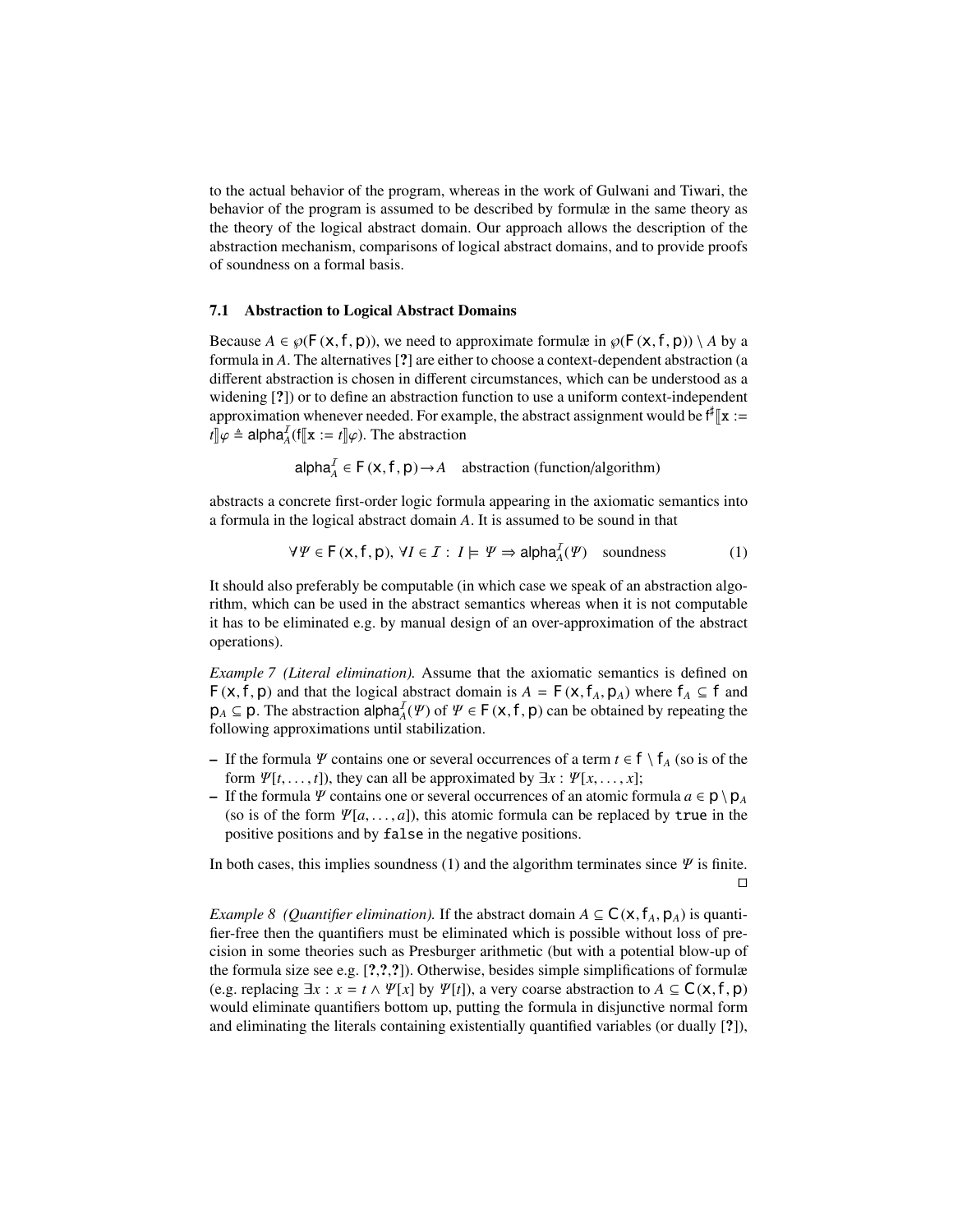to the actual behavior of the program, whereas in the work of Gulwani and Tiwari, the behavior of the program is assumed to be described by formulæ in the same theory as the theory of the logical abstract domain. Our approach allows the description of the abstraction mechanism, comparisons of logical abstract domains, and to provide proofs of soundness on a formal basis.

### 7.1 Abstraction to Logical Abstract Domains

Because $A \in \wp(\mathsf{F}(\mathsf{x}, \mathsf{f}, \mathsf{p}))$, we need to approximate formulæ in $\wp(\mathsf{F}(\mathsf{x}, \mathsf{f}, \mathsf{p})) \setminus A$ by a formula in $A$. The alternatives [?] are either to choose a context-dependent abstraction (a different abstraction is chosen in different circumstances, which can be understood as a widening [?]) or to define an abstraction function to use a uniform context-independent approximation whenever needed. For example, the abstract assignment would be $\mathsf{f}^\sharp[\![\mathtt{x} := t]\!]\varphi \triangleq \mathsf{alpha}^{\mathcal{I}}_A(\mathsf{f}[\![\mathtt{x} := t]\!]\varphi)$. The abstraction

$$\mathsf{alpha}^{\mathcal{I}}_A \in \mathsf{F}(\mathsf{x}, \mathsf{f}, \mathsf{p}) \to A \quad \text{abstraction (function/algorithm)}$$

abstracts a concrete first-order logic formula appearing in the axiomatic semantics into a formula in the logical abstract domain $A$. It is assumed to be sound in that

$$\forall \Psi \in \mathsf{F}(\mathsf{x}, \mathsf{f}, \mathsf{p}),\ \forall I \in \mathcal{I} : I \models \Psi \Rightarrow \mathsf{alpha}^{\mathcal{I}}_A(\Psi) \quad \text{soundness} \tag{1}$$

It should also preferably be computable (in which case we speak of an abstraction algorithm, which can be used in the abstract semantics whereas when it is not computable it has to be eliminated e.g. by manual design of an over-approximation of the abstract operations).

*Example 7 (Literal elimination).* Assume that the axiomatic semantics is defined on $\mathsf{F}(\mathsf{x}, \mathsf{f}, \mathsf{p})$ and that the logical abstract domain is $A = \mathsf{F}(\mathsf{x}, \mathsf{f}_A, \mathsf{p}_A)$ where $\mathsf{f}_A \subseteq \mathsf{f}$ and $\mathsf{p}_A \subseteq \mathsf{p}$. The abstraction $\mathsf{alpha}^{\mathcal{I}}_A(\Psi)$ of $\Psi \in \mathsf{F}(\mathsf{x}, \mathsf{f}, \mathsf{p})$ can be obtained by repeating the following approximations until stabilization.

- If the formula $\Psi$ contains one or several occurrences of a term $t \in \mathsf{f} \setminus \mathsf{f}_A$ (so is of the form $\Psi[t, \ldots, t]$), they can all be approximated by $\exists x : \Psi[x, \ldots, x]$;
- If the formula $\Psi$ contains one or several occurrences of an atomic formula $a \in \mathsf{p} \setminus \mathsf{p}_A$ (so is of the form $\Psi[a, \ldots, a]$), this atomic formula can be replaced by `true` in the positive positions and by `false` in the negative positions.

In both cases, this implies soundness (1) and the algorithm terminates since $\Psi$ is finite. □

*Example 8 (Quantifier elimination).* If the abstract domain $A \subseteq \mathsf{C}(\mathsf{x}, \mathsf{f}_A, \mathsf{p}_A)$ is quantifier-free then the quantifiers must be eliminated which is possible without loss of precision in some theories such as Presburger arithmetic (but with a potential blow-up of the formula size see e.g. [?,?,?]). Otherwise, besides simple simplifications of formulæ (e.g. replacing $\exists x : x = t \wedge \Psi[x]$ by $\Psi[t]$), a very coarse abstraction to $A \subseteq \mathsf{C}(\mathsf{x}, \mathsf{f}, \mathsf{p})$ would eliminate quantifiers bottom up, putting the formula in disjunctive normal form and eliminating the literals containing existentially quantified variables (or dually [?]),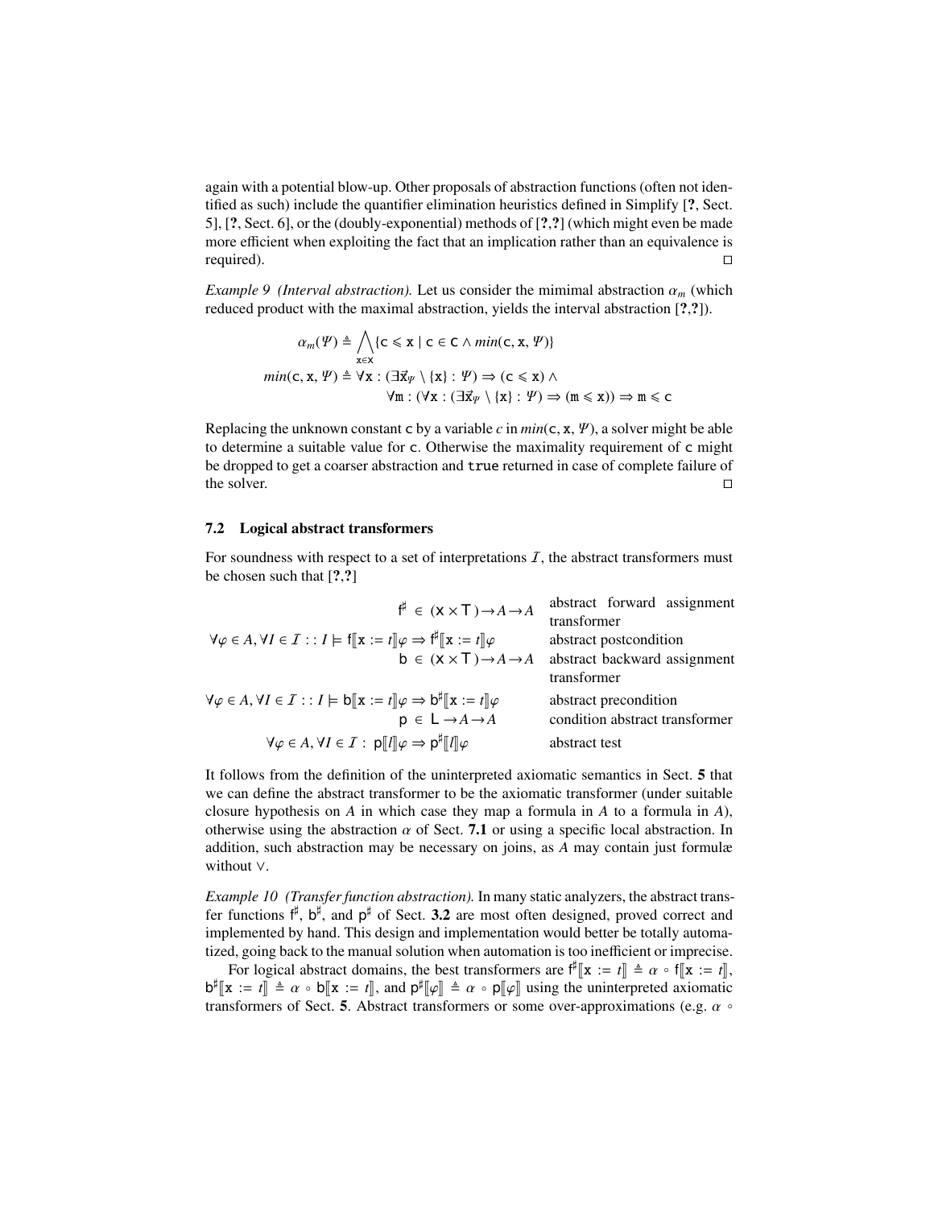again with a potential blow-up. Other proposals of abstraction functions (often not identified as such) include the quantifier elimination heuristics defined in Simplify [?, Sect. 5], [?, Sect. 6], or the (doubly-exponential) methods of [?,?] (which might even be made more efficient when exploiting the fact that an implication rather than an equivalence is required). □

*Example 9 (Interval abstraction).* Let us consider the mimimal abstraction $\alpha_m$ (which reduced product with the maximal abstraction, yields the interval abstraction [?,?]).

$$\alpha_m(\Psi) \triangleq \bigwedge_{\mathtt{x} \in \mathsf{X}} \{\mathsf{c} \leqslant \mathtt{x} \mid \mathsf{c} \in \mathsf{C} \wedge \mathit{min}(\mathsf{c}, \mathtt{x}, \Psi)\}$$

$$\mathit{min}(\mathsf{c}, \mathtt{x}, \Psi) \triangleq \forall \mathtt{x} : (\exists \vec{\mathtt{x}}_\Psi \setminus \{\mathtt{x}\} : \Psi) \Rightarrow (\mathsf{c} \leqslant \mathtt{x}) \wedge \forall \mathtt{m} : (\forall \mathtt{x} : (\exists \vec{\mathtt{x}}_\Psi \setminus \{\mathtt{x}\} : \Psi) \Rightarrow (\mathtt{m} \leqslant \mathtt{x})) \Rightarrow \mathtt{m} \leqslant \mathsf{c}$$

Replacing the unknown constant $\mathsf{c}$ by a variable $c$ in $\mathit{min}(\mathsf{c}, \mathtt{x}, \Psi)$, a solver might be able to determine a suitable value for $\mathsf{c}$. Otherwise the maximality requirement of $\mathsf{c}$ might be dropped to get a coarser abstraction and `true` returned in case of complete failure of the solver. □

### 7.2 Logical abstract transformers

For soundness with respect to a set of interpretations $\mathcal{I}$, the abstract transformers must be chosen such that [?,?]

| | |
|---|---|
| $\mathsf{f}^\sharp \in (\mathsf{X} \times \mathsf{T}) \to A \to A$ | abstract forward assignment transformer |
| $\forall \varphi \in A, \forall I \in \mathcal{I} :: I \models \mathsf{f}[\![\mathtt{x} := t]\!]\varphi \Rightarrow \mathsf{f}^\sharp[\![\mathtt{x} := t]\!]\varphi$ | abstract postcondition |
| $\mathsf{b} \in (\mathsf{X} \times \mathsf{T}) \to A \to A$ | abstract backward assignment transformer |
| $\forall \varphi \in A, \forall I \in \mathcal{I} :: I \models \mathsf{b}[\![\mathtt{x} := t]\!]\varphi \Rightarrow \mathsf{b}^\sharp[\![\mathtt{x} := t]\!]\varphi$ | abstract precondition |
| $\mathsf{p} \in \mathsf{L} \to A \to A$ | condition abstract transformer |
| $\forall \varphi \in A, \forall I \in \mathcal{I} :\ \mathsf{p}[\![l]\!]\varphi \Rightarrow \mathsf{p}^\sharp[\![l]\!]\varphi$ | abstract test |

It follows from the definition of the uninterpreted axiomatic semantics in Sect. **5** that we can define the abstract transformer to be the axiomatic transformer (under suitable closure hypothesis on $A$ in which case they map a formula in $A$ to a formula in $A$), otherwise using the abstraction $\alpha$ of Sect. **7.1** or using a specific local abstraction. In addition, such abstraction may be necessary on joins, as $A$ may contain just formulæ without $\vee$.

*Example 10 (Transfer function abstraction).* In many static analyzers, the abstract transfer functions $\mathsf{f}^\sharp$, $\mathsf{b}^\sharp$, and $\mathsf{p}^\sharp$ of Sect. **3.2** are most often designed, proved correct and implemented by hand. This design and implementation would better be totally automatized, going back to the manual solution when automation is too inefficient or imprecise.

For logical abstract domains, the best transformers are $\mathsf{f}^\sharp[\![\mathtt{x} := t]\!] \triangleq \alpha \circ \mathsf{f}[\![\mathtt{x} := t]\!]$, $\mathsf{b}^\sharp[\![\mathtt{x} := t]\!] \triangleq \alpha \circ \mathsf{b}[\![\mathtt{x} := t]\!]$, and $\mathsf{p}^\sharp[\![\varphi]\!] \triangleq \alpha \circ \mathsf{p}[\![\varphi]\!]$ using the uninterpreted axiomatic transformers of Sect. **5**. Abstract transformers or some over-approximations (e.g. $\alpha \circ$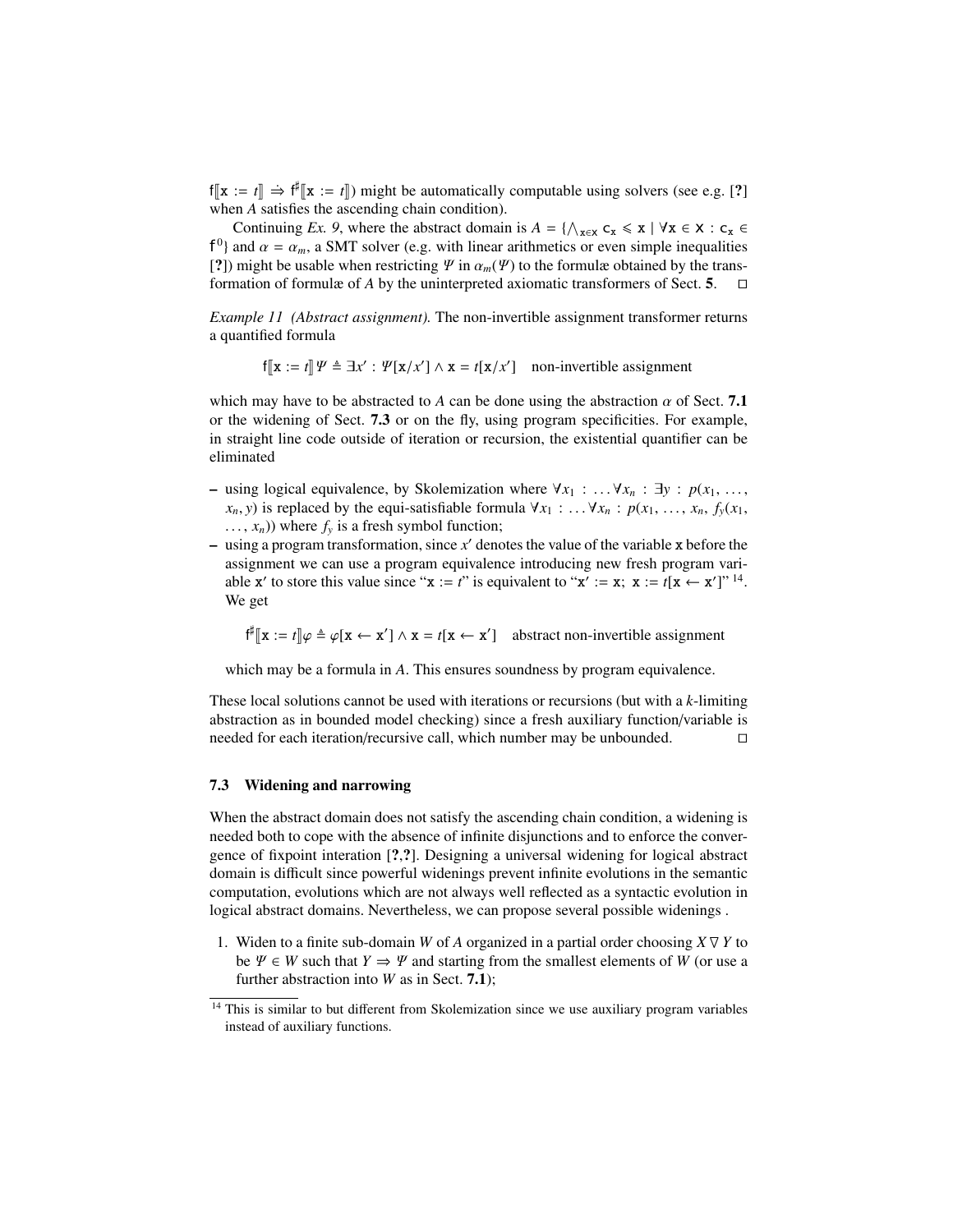$\mathsf{f}[\![\mathtt{x} := t]\!] \dot{\Rightarrow} \mathsf{f}^\sharp[\![\mathtt{x} := t]\!]$) might be automatically computable using solvers (see e.g. [?] when $A$ satisfies the ascending chain condition).

Continuing *Ex. 9*, where the abstract domain is $A = \{\bigwedge_{\mathtt{x} \in \mathtt{X}} \mathtt{c}_\mathtt{x} \leqslant \mathtt{x} \mid \forall \mathtt{x} \in \mathtt{X} : \mathtt{c}_\mathtt{x} \in \mathsf{f}^0\}$ and $\alpha = \alpha_m$, a SMT solver (e.g. with linear arithmetics or even simple inequalities [?]) might be usable when restricting $\Psi$ in $\alpha_m(\Psi)$ to the formulæ obtained by the transformation of formulæ of $A$ by the uninterpreted axiomatic transformers of Sect. **5**. $\square$

*Example 11 (Abstract assignment).* The non-invertible assignment transformer returns a quantified formula

$$\mathsf{f}[\![\mathtt{x} := t]\!]\Psi \triangleq \exists x' : \Psi[\mathtt{x}/x'] \wedge \mathtt{x} = t[\mathtt{x}/x'] \quad \text{non-invertible assignment}$$

which may have to be abstracted to $A$ can be done using the abstraction $\alpha$ of Sect. **7.1** or the widening of Sect. **7.3** or on the fly, using program specificities. For example, in straight line code outside of iteration or recursion, the existential quantifier can be eliminated

- using logical equivalence, by Skolemization where $\forall x_1 : \ldots \forall x_n : \exists y : p(x_1, \ldots, x_n, y)$ is replaced by the equi-satisfiable formula $\forall x_1 : \ldots \forall x_n : p(x_1, \ldots, x_n, f_y(x_1, \ldots, x_n))$ where $f_y$ is a fresh symbol function;
- using a program transformation, since $x'$ denotes the value of the variable $\mathtt{x}$ before the assignment we can use a program equivalence introducing new fresh program variable $\mathtt{x}'$ to store this value since "$\mathtt{x} := t$" is equivalent to "$\mathtt{x}' := \mathtt{x};\ \mathtt{x} := t[\mathtt{x} \leftarrow \mathtt{x}']$" [14]. We get

  $$\mathsf{f}^\sharp[\![\mathtt{x} := t]\!]\varphi \triangleq \varphi[\mathtt{x} \leftarrow \mathtt{x}'] \wedge \mathtt{x} = t[\mathtt{x} \leftarrow \mathtt{x}'] \quad \text{abstract non-invertible assignment}$$

  which may be a formula in $A$. This ensures soundness by program equivalence.

These local solutions cannot be used with iterations or recursions (but with a $k$-limiting abstraction as in bounded model checking) since a fresh auxiliary function/variable is needed for each iteration/recursive call, which number may be unbounded. $\square$

### 7.3 Widening and narrowing

When the abstract domain does not satisfy the ascending chain condition, a widening is needed both to cope with the absence of infinite disjunctions and to enforce the convergence of fixpoint interation [?,?]. Designing a universal widening for logical abstract domain is difficult since powerful widenings prevent infinite evolutions in the semantic computation, evolutions which are not always well reflected as a syntactic evolution in logical abstract domains. Nevertheless, we can propose several possible widenings .

1. Widen to a finite sub-domain $W$ of $A$ organized in a partial order choosing $X \triangledown Y$ to be $\Psi \in W$ such that $Y \Rightarrow \Psi$ and starting from the smallest elements of $W$ (or use a further abstraction into $W$ as in Sect. **7.1**);

[14] This is similar to but different from Skolemization since we use auxiliary program variables instead of auxiliary functions.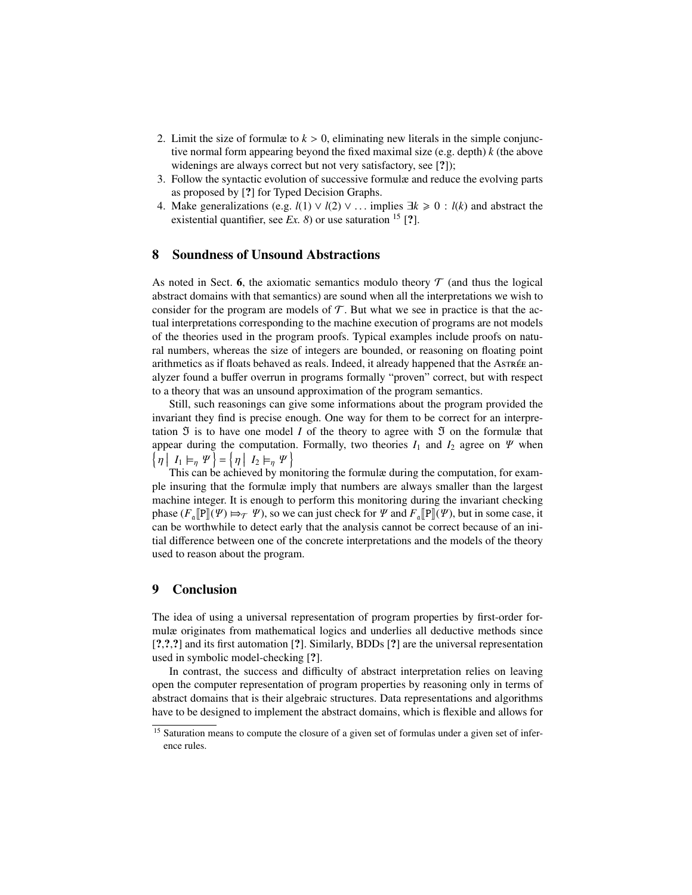2. Limit the size of formulæ to $k > 0$, eliminating new literals in the simple conjunctive normal form appearing beyond the fixed maximal size (e.g. depth) $k$ (the above widenings are always correct but not very satisfactory, see [**?**]);
3. Follow the syntactic evolution of successive formulæ and reduce the evolving parts as proposed by [**?**] for Typed Decision Graphs.
4. Make generalizations (e.g. $l(1) \vee l(2) \vee \ldots$ implies $\exists k \geqslant 0 : l(k)$ and abstract the existential quantifier, see *Ex. 8*) or use saturation [15] [**?**].

## 8 Soundness of Unsound Abstractions

As noted in Sect. **6**, the axiomatic semantics modulo theory $\mathcal{T}$ (and thus the logical abstract domains with that semantics) are sound when all the interpretations we wish to consider for the program are models of $\mathcal{T}$. But what we see in practice is that the actual interpretations corresponding to the machine execution of programs are not models of the theories used in the program proofs. Typical examples include proofs on natural numbers, whereas the size of integers are bounded, or reasoning on floating point arithmetics as if floats behaved as reals. Indeed, it already happened that the Astrée analyzer found a buffer overrun in programs formally "proven" correct, but with respect to a theory that was an unsound approximation of the program semantics.

Still, such reasonings can give some informations about the program provided the invariant they find is precise enough. One way for them to be correct for an interpretation $\mathfrak{I}$ is to have one model $I$ of the theory to agree with $\mathfrak{I}$ on the formulæ that appear during the computation. Formally, two theories $I_1$ and $I_2$ agree on $\Psi$ when $\left\{\eta \;\middle|\; I_1 \models_\eta \Psi\right\} = \left\{\eta \;\middle|\; I_2 \models_\eta \Psi\right\}$

This can be achieved by monitoring the formulæ during the computation, for example insuring that the formulæ imply that numbers are always smaller than the largest machine integer. It is enough to perform this monitoring during the invariant checking phase ($F_{\mathfrak{a}}[\![\mathtt{P}]\!](\Psi) \Rrightarrow_{\mathcal{T}} \Psi$), so we can just check for $\Psi$ and $F_{\mathfrak{a}}[\![\mathtt{P}]\!](\Psi)$, but in some case, it can be worthwhile to detect early that the analysis cannot be correct because of an initial difference between one of the concrete interpretations and the models of the theory used to reason about the program.

## 9 Conclusion

The idea of using a universal representation of program properties by first-order formulæ originates from mathematical logics and underlies all deductive methods since [**?**,**?**,**?**] and its first automation [**?**]. Similarly, BDDs [**?**] are the universal representation used in symbolic model-checking [**?**].

In contrast, the success and difficulty of abstract interpretation relies on leaving open the computer representation of program properties by reasoning only in terms of abstract domains that is their algebraic structures. Data representations and algorithms have to be designed to implement the abstract domains, which is flexible and allows for

[15] Saturation means to compute the closure of a given set of formulas under a given set of inference rules.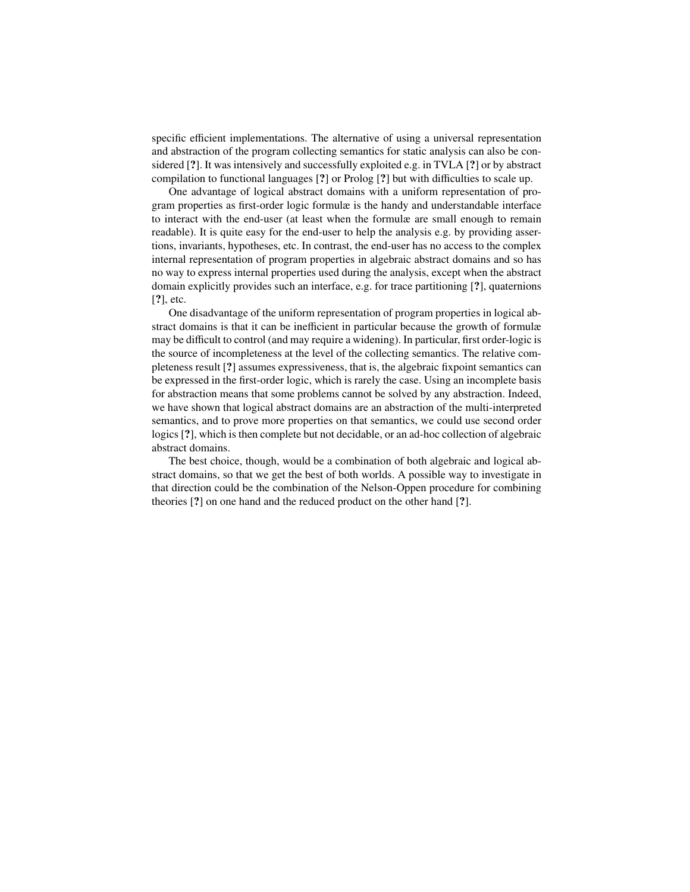specific efficient implementations. The alternative of using a universal representation and abstraction of the program collecting semantics for static analysis can also be considered [?]. It was intensively and successfully exploited e.g. in TVLA [?] or by abstract compilation to functional languages [?] or Prolog [?] but with difficulties to scale up.

One advantage of logical abstract domains with a uniform representation of program properties as first-order logic formulæ is the handy and understandable interface to interact with the end-user (at least when the formulæ are small enough to remain readable). It is quite easy for the end-user to help the analysis e.g. by providing assertions, invariants, hypotheses, etc. In contrast, the end-user has no access to the complex internal representation of program properties in algebraic abstract domains and so has no way to express internal properties used during the analysis, except when the abstract domain explicitly provides such an interface, e.g. for trace partitioning [?], quaternions [?], etc.

One disadvantage of the uniform representation of program properties in logical abstract domains is that it can be inefficient in particular because the growth of formulæ may be difficult to control (and may require a widening). In particular, first order-logic is the source of incompleteness at the level of the collecting semantics. The relative completeness result [?] assumes expressiveness, that is, the algebraic fixpoint semantics can be expressed in the first-order logic, which is rarely the case. Using an incomplete basis for abstraction means that some problems cannot be solved by any abstraction. Indeed, we have shown that logical abstract domains are an abstraction of the multi-interpreted semantics, and to prove more properties on that semantics, we could use second order logics [?], which is then complete but not decidable, or an ad-hoc collection of algebraic abstract domains.

The best choice, though, would be a combination of both algebraic and logical abstract domains, so that we get the best of both worlds. A possible way to investigate in that direction could be the combination of the Nelson-Oppen procedure for combining theories [?] on one hand and the reduced product on the other hand [?].